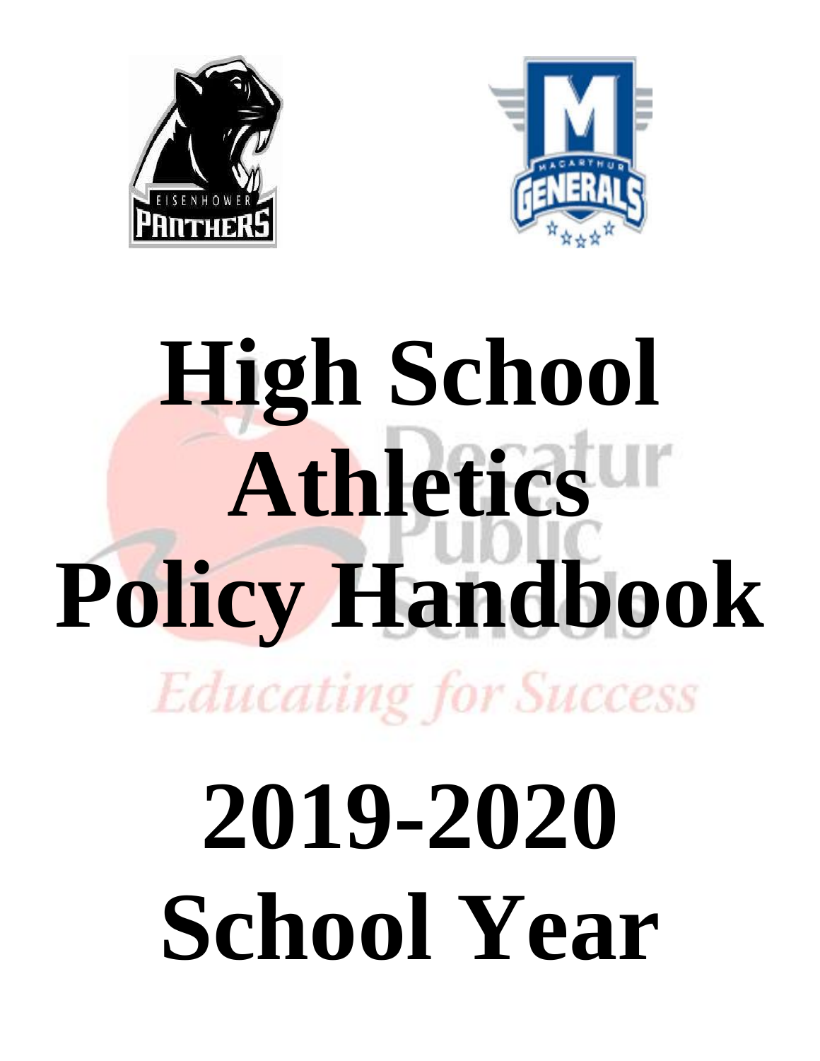# High School Athletics Policy Handbook

# 2019-2020 School Year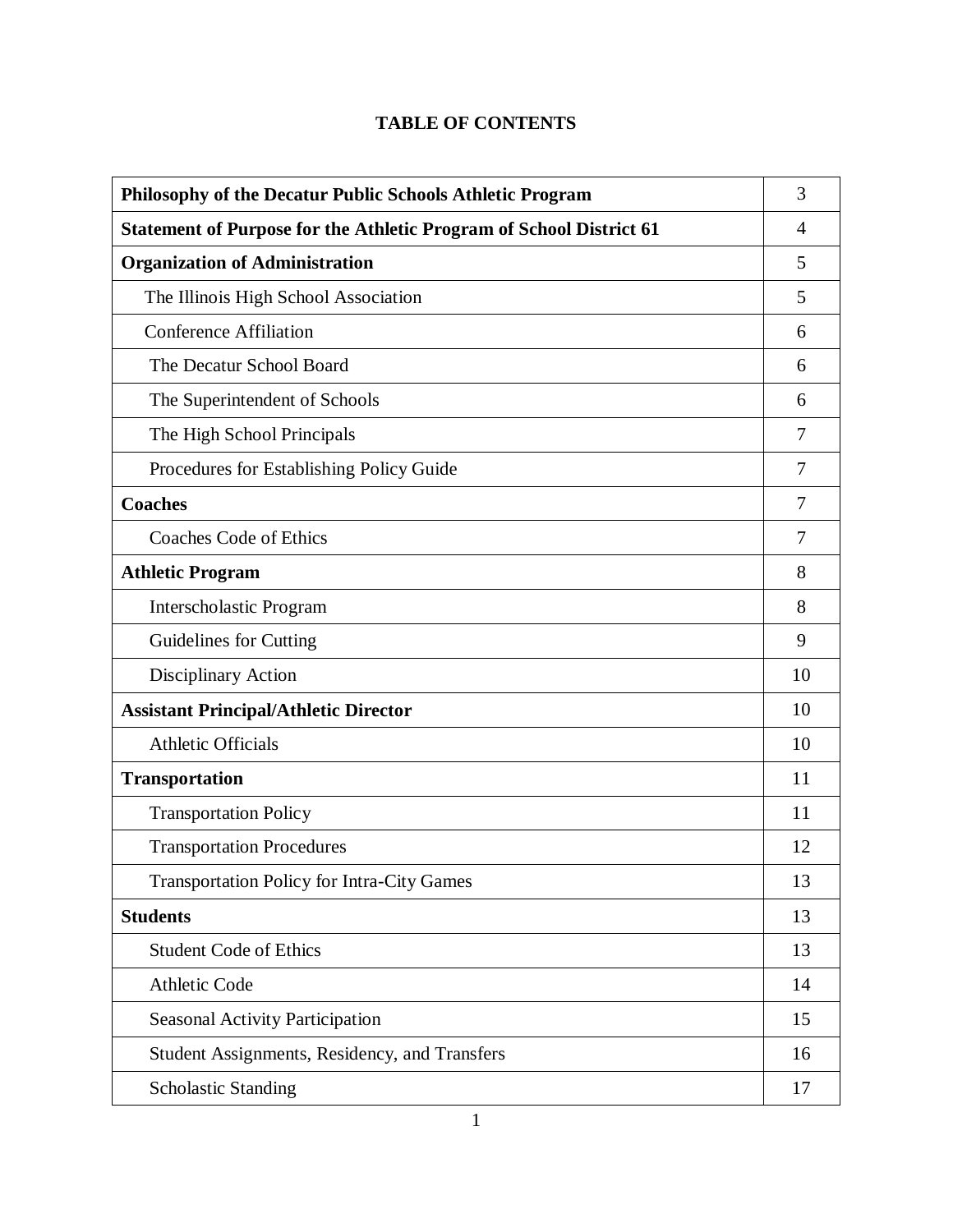# TABLE OF CONTENTS

| | |
|---|---|
| **Philosophy of the Decatur Public Schools Athletic Program** | 3 |
| **Statement of Purpose for the Athletic Program of School District 61** | 4 |
| **Organization of Administration** | 5 |
| The Illinois High School Association | 5 |
| Conference Affiliation | 6 |
| The Decatur School Board | 6 |
| The Superintendent of Schools | 6 |
| The High School Principals | 7 |
| Procedures for Establishing Policy Guide | 7 |
| **Coaches** | 7 |
| Coaches Code of Ethics | 7 |
| **Athletic Program** | 8 |
| Interscholastic Program | 8 |
| Guidelines for Cutting | 9 |
| Disciplinary Action | 10 |
| **Assistant Principal/Athletic Director** | 10 |
| Athletic Officials | 10 |
| **Transportation** | 11 |
| Transportation Policy | 11 |
| Transportation Procedures | 12 |
| Transportation Policy for Intra-City Games | 13 |
| **Students** | 13 |
| Student Code of Ethics | 13 |
| Athletic Code | 14 |
| Seasonal Activity Participation | 15 |
| Student Assignments, Residency, and Transfers | 16 |
| Scholastic Standing | 17 |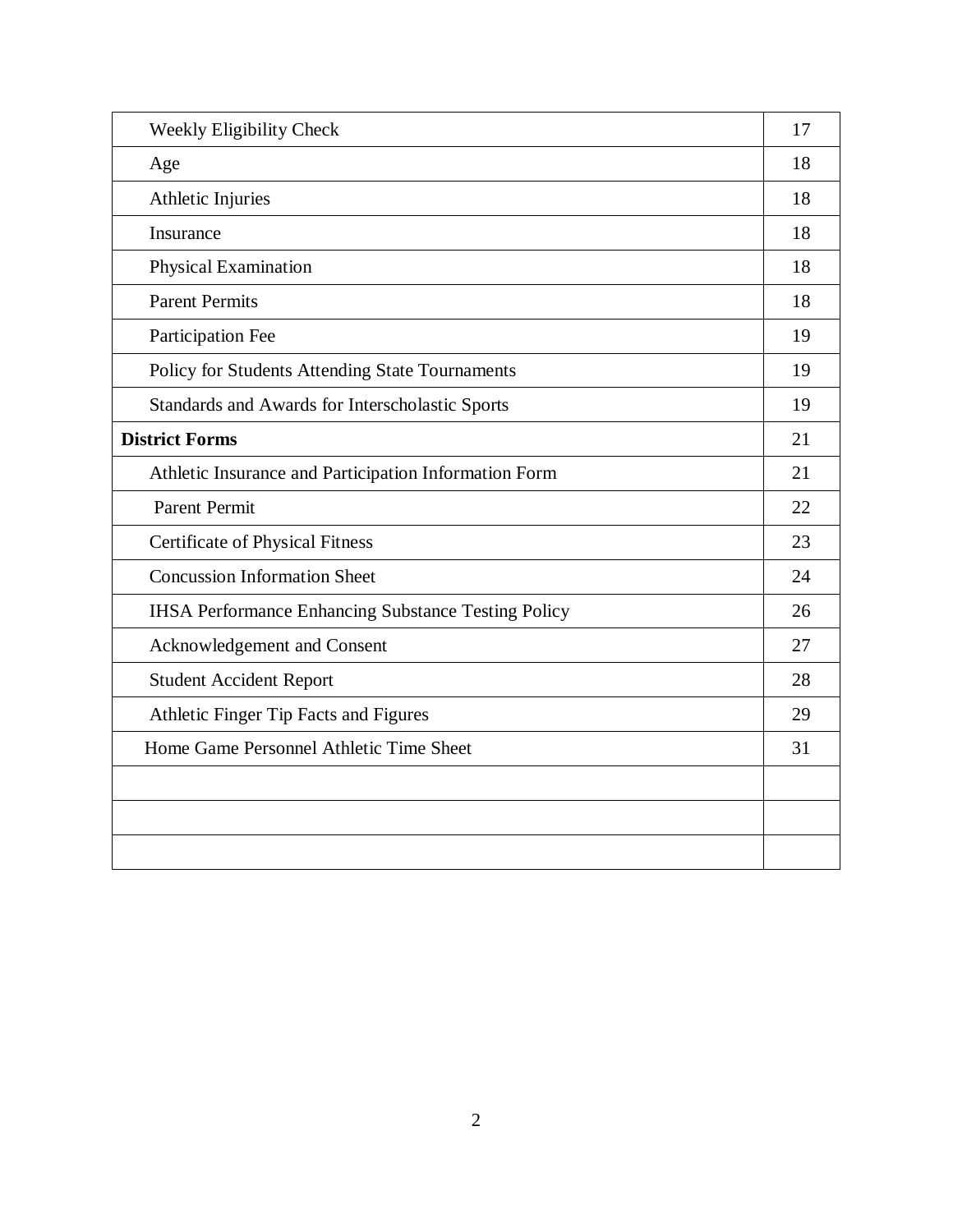| | |
|---|---|
| Weekly Eligibility Check | 17 |
| Age | 18 |
| Athletic Injuries | 18 |
| Insurance | 18 |
| Physical Examination | 18 |
| Parent Permits | 18 |
| Participation Fee | 19 |
| Policy for Students Attending State Tournaments | 19 |
| Standards and Awards for Interscholastic Sports | 19 |
| **District Forms** | 21 |
| Athletic Insurance and Participation Information Form | 21 |
| Parent Permit | 22 |
| Certificate of Physical Fitness | 23 |
| Concussion Information Sheet | 24 |
| IHSA Performance Enhancing Substance Testing Policy | 26 |
| Acknowledgement and Consent | 27 |
| Student Accident Report | 28 |
| Athletic Finger Tip Facts and Figures | 29 |
| Home Game Personnel Athletic Time Sheet | 31 |
| | |
| | |
| | |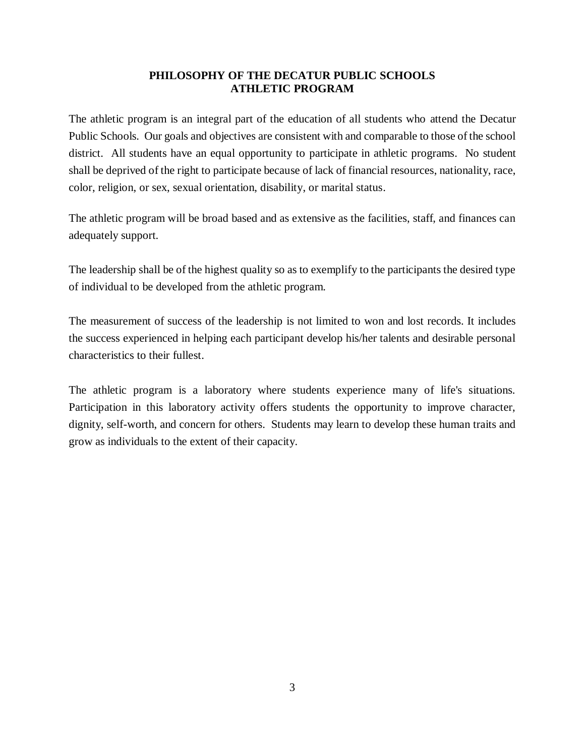# PHILOSOPHY OF THE DECATUR PUBLIC SCHOOLS ATHLETIC PROGRAM

The athletic program is an integral part of the education of all students who attend the Decatur Public Schools. Our goals and objectives are consistent with and comparable to those of the school district. All students have an equal opportunity to participate in athletic programs. No student shall be deprived of the right to participate because of lack of financial resources, nationality, race, color, religion, or sex, sexual orientation, disability, or marital status.

The athletic program will be broad based and as extensive as the facilities, staff, and finances can adequately support.

The leadership shall be of the highest quality so as to exemplify to the participants the desired type of individual to be developed from the athletic program.

The measurement of success of the leadership is not limited to won and lost records. It includes the success experienced in helping each participant develop his/her talents and desirable personal characteristics to their fullest.

The athletic program is a laboratory where students experience many of life's situations. Participation in this laboratory activity offers students the opportunity to improve character, dignity, self-worth, and concern for others. Students may learn to develop these human traits and grow as individuals to the extent of their capacity.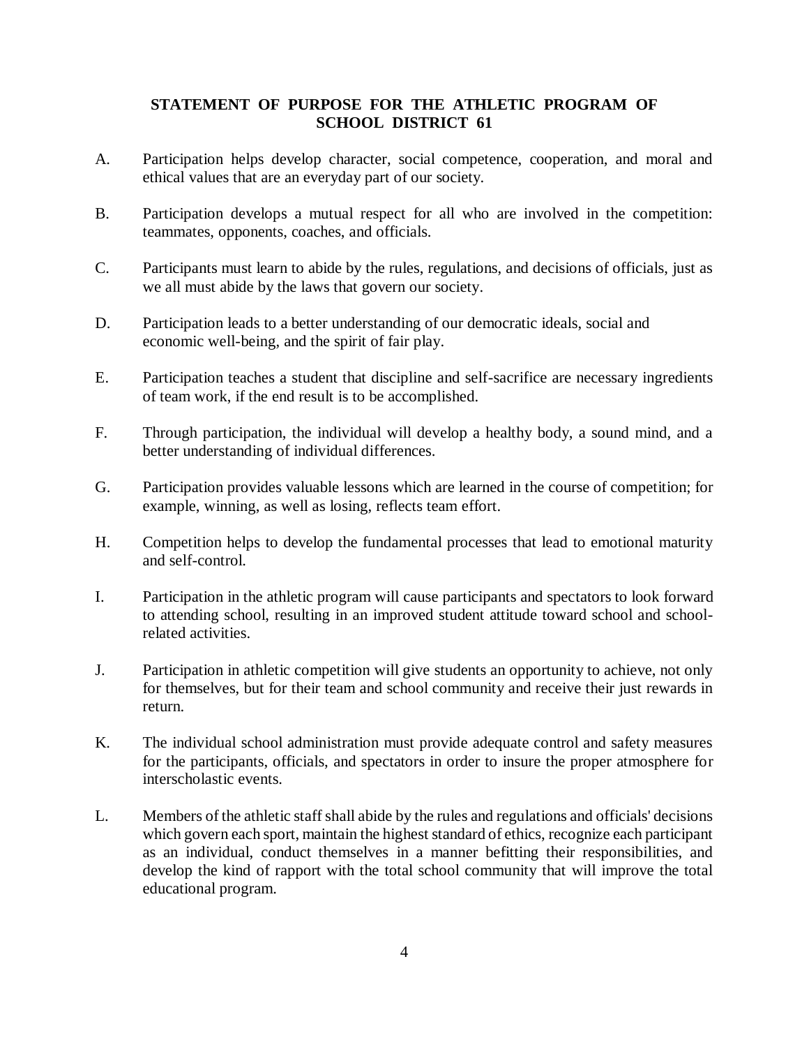# STATEMENT OF PURPOSE FOR THE ATHLETIC PROGRAM OF SCHOOL DISTRICT 61

A. Participation helps develop character, social competence, cooperation, and moral and ethical values that are an everyday part of our society.

B. Participation develops a mutual respect for all who are involved in the competition: teammates, opponents, coaches, and officials.

C. Participants must learn to abide by the rules, regulations, and decisions of officials, just as we all must abide by the laws that govern our society.

D. Participation leads to a better understanding of our democratic ideals, social and economic well-being, and the spirit of fair play.

E. Participation teaches a student that discipline and self-sacrifice are necessary ingredients of team work, if the end result is to be accomplished.

F. Through participation, the individual will develop a healthy body, a sound mind, and a better understanding of individual differences.

G. Participation provides valuable lessons which are learned in the course of competition; for example, winning, as well as losing, reflects team effort.

H. Competition helps to develop the fundamental processes that lead to emotional maturity and self-control.

I. Participation in the athletic program will cause participants and spectators to look forward to attending school, resulting in an improved student attitude toward school and school-related activities.

J. Participation in athletic competition will give students an opportunity to achieve, not only for themselves, but for their team and school community and receive their just rewards in return.

K. The individual school administration must provide adequate control and safety measures for the participants, officials, and spectators in order to insure the proper atmosphere for interscholastic events.

L. Members of the athletic staff shall abide by the rules and regulations and officials' decisions which govern each sport, maintain the highest standard of ethics, recognize each participant as an individual, conduct themselves in a manner befitting their responsibilities, and develop the kind of rapport with the total school community that will improve the total educational program.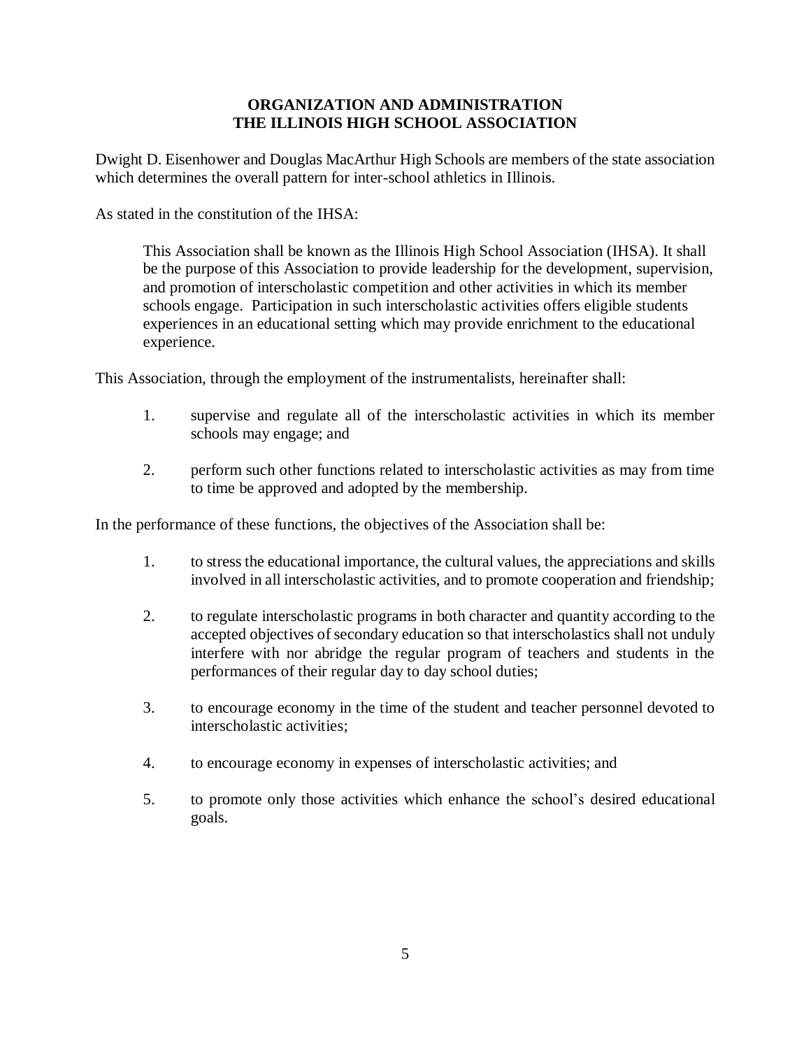## ORGANIZATION AND ADMINISTRATION
## THE ILLINOIS HIGH SCHOOL ASSOCIATION

Dwight D. Eisenhower and Douglas MacArthur High Schools are members of the state association which determines the overall pattern for inter-school athletics in Illinois.

As stated in the constitution of the IHSA:

> This Association shall be known as the Illinois High School Association (IHSA). It shall be the purpose of this Association to provide leadership for the development, supervision, and promotion of interscholastic competition and other activities in which its member schools engage. Participation in such interscholastic activities offers eligible students experiences in an educational setting which may provide enrichment to the educational experience.

This Association, through the employment of the instrumentalists, hereinafter shall:

1. supervise and regulate all of the interscholastic activities in which its member schools may engage; and

2. perform such other functions related to interscholastic activities as may from time to time be approved and adopted by the membership.

In the performance of these functions, the objectives of the Association shall be:

1. to stress the educational importance, the cultural values, the appreciations and skills involved in all interscholastic activities, and to promote cooperation and friendship;

2. to regulate interscholastic programs in both character and quantity according to the accepted objectives of secondary education so that interscholastics shall not unduly interfere with nor abridge the regular program of teachers and students in the performances of their regular day to day school duties;

3. to encourage economy in the time of the student and teacher personnel devoted to interscholastic activities;

4. to encourage economy in expenses of interscholastic activities; and

5. to promote only those activities which enhance the school's desired educational goals.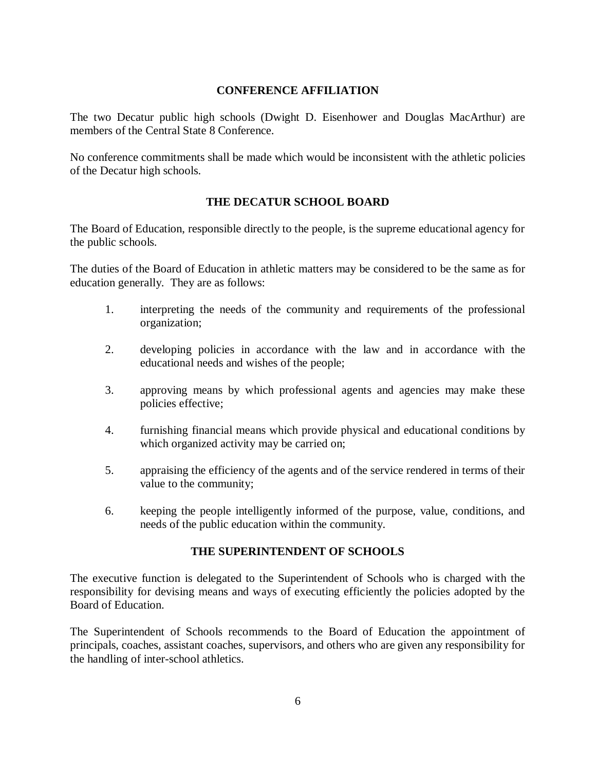## CONFERENCE AFFILIATION

The two Decatur public high schools (Dwight D. Eisenhower and Douglas MacArthur) are members of the Central State 8 Conference.

No conference commitments shall be made which would be inconsistent with the athletic policies of the Decatur high schools.

## THE DECATUR SCHOOL BOARD

The Board of Education, responsible directly to the people, is the supreme educational agency for the public schools.

The duties of the Board of Education in athletic matters may be considered to be the same as for education generally. They are as follows:

1. interpreting the needs of the community and requirements of the professional organization;
2. developing policies in accordance with the law and in accordance with the educational needs and wishes of the people;
3. approving means by which professional agents and agencies may make these policies effective;
4. furnishing financial means which provide physical and educational conditions by which organized activity may be carried on;
5. appraising the efficiency of the agents and of the service rendered in terms of their value to the community;
6. keeping the people intelligently informed of the purpose, value, conditions, and needs of the public education within the community.

## THE SUPERINTENDENT OF SCHOOLS

The executive function is delegated to the Superintendent of Schools who is charged with the responsibility for devising means and ways of executing efficiently the policies adopted by the Board of Education.

The Superintendent of Schools recommends to the Board of Education the appointment of principals, coaches, assistant coaches, supervisors, and others who are given any responsibility for the handling of inter-school athletics.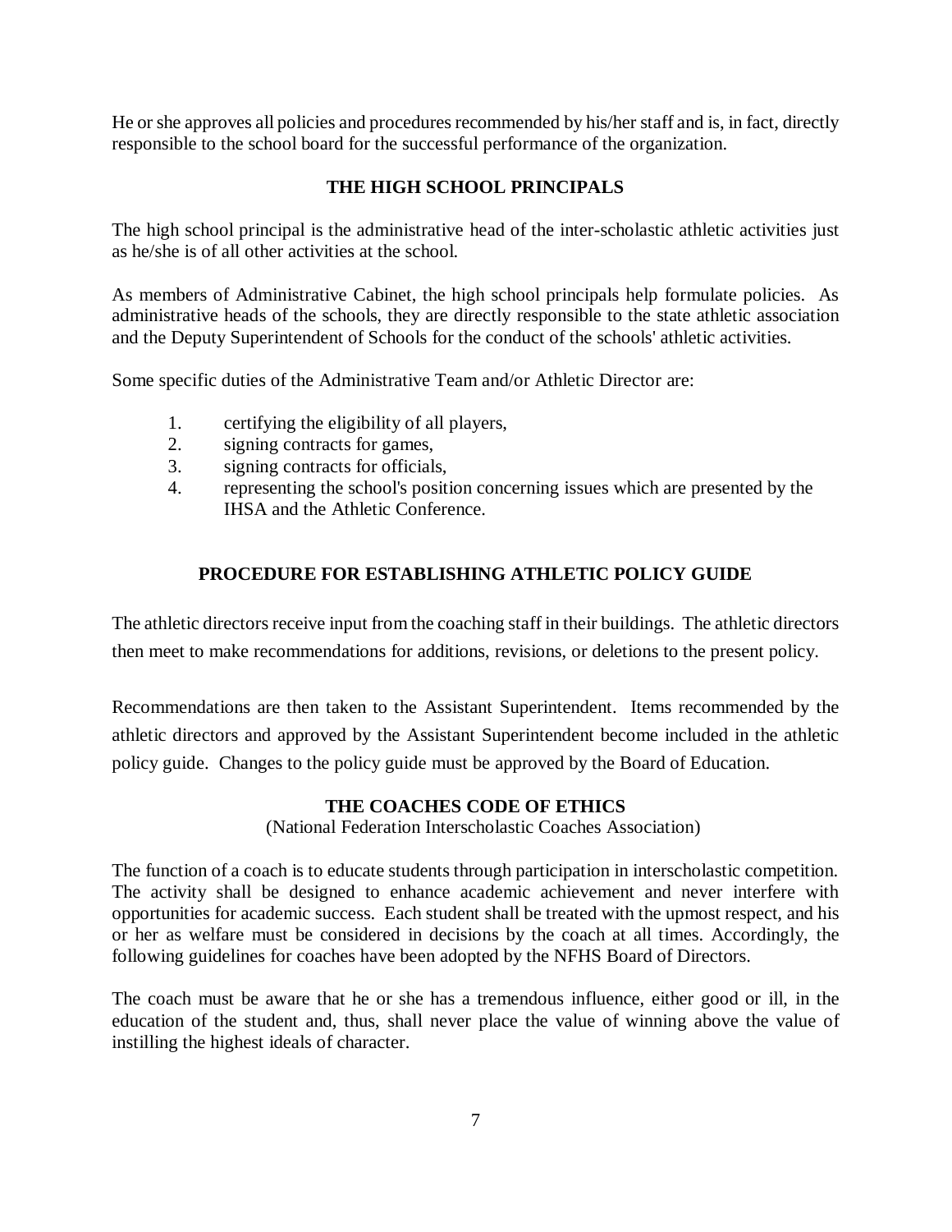He or she approves all policies and procedures recommended by his/her staff and is, in fact, directly responsible to the school board for the successful performance of the organization.

## THE HIGH SCHOOL PRINCIPALS

The high school principal is the administrative head of the inter-scholastic athletic activities just as he/she is of all other activities at the school.

As members of Administrative Cabinet, the high school principals help formulate policies. As administrative heads of the schools, they are directly responsible to the state athletic association and the Deputy Superintendent of Schools for the conduct of the schools' athletic activities.

Some specific duties of the Administrative Team and/or Athletic Director are:

1. certifying the eligibility of all players,
2. signing contracts for games,
3. signing contracts for officials,
4. representing the school's position concerning issues which are presented by the IHSA and the Athletic Conference.

## PROCEDURE FOR ESTABLISHING ATHLETIC POLICY GUIDE

The athletic directors receive input from the coaching staff in their buildings. The athletic directors then meet to make recommendations for additions, revisions, or deletions to the present policy.

Recommendations are then taken to the Assistant Superintendent. Items recommended by the athletic directors and approved by the Assistant Superintendent become included in the athletic policy guide. Changes to the policy guide must be approved by the Board of Education.

## THE COACHES CODE OF ETHICS

(National Federation Interscholastic Coaches Association)

The function of a coach is to educate students through participation in interscholastic competition. The activity shall be designed to enhance academic achievement and never interfere with opportunities for academic success. Each student shall be treated with the upmost respect, and his or her as welfare must be considered in decisions by the coach at all times. Accordingly, the following guidelines for coaches have been adopted by the NFHS Board of Directors.

The coach must be aware that he or she has a tremendous influence, either good or ill, in the education of the student and, thus, shall never place the value of winning above the value of instilling the highest ideals of character.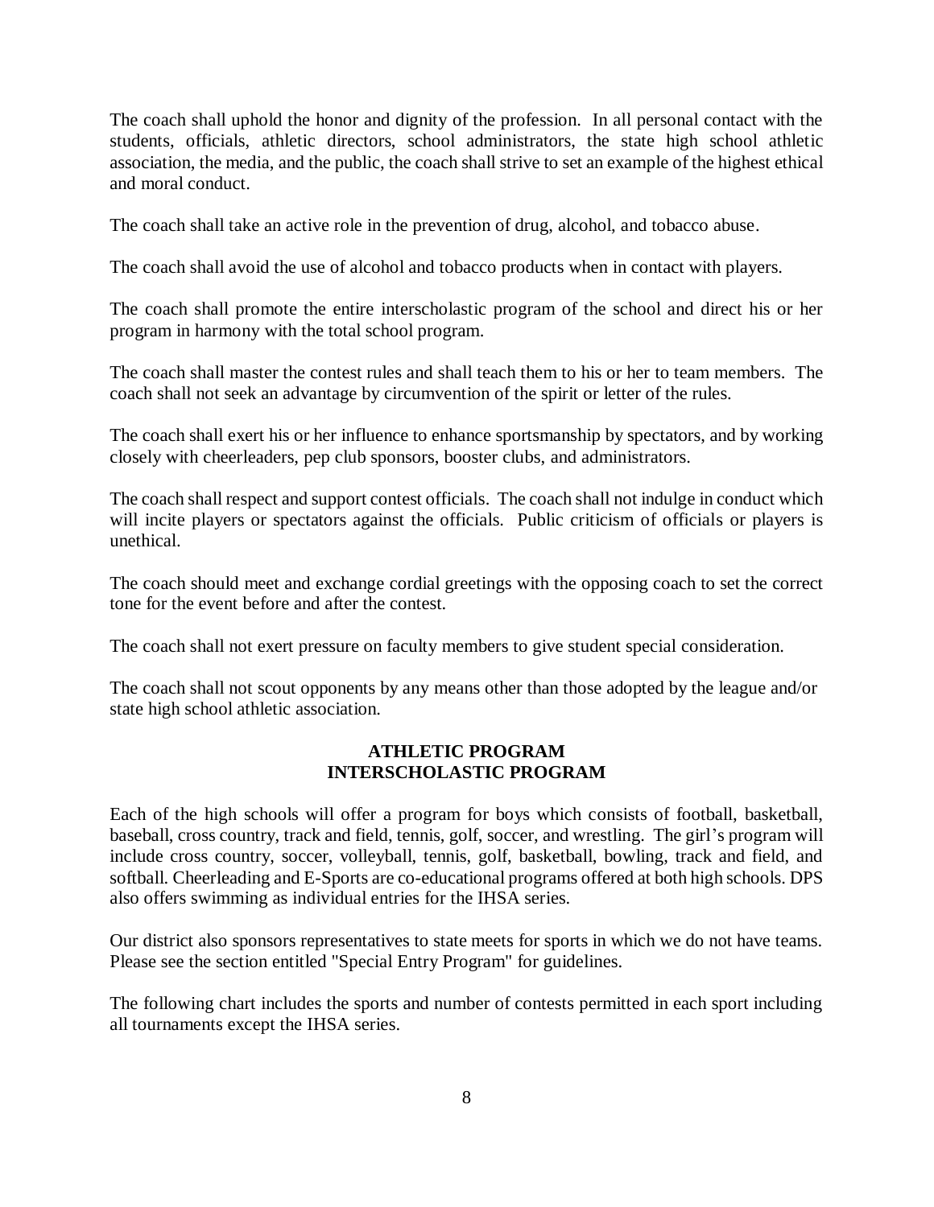The coach shall uphold the honor and dignity of the profession. In all personal contact with the students, officials, athletic directors, school administrators, the state high school athletic association, the media, and the public, the coach shall strive to set an example of the highest ethical and moral conduct.

The coach shall take an active role in the prevention of drug, alcohol, and tobacco abuse.

The coach shall avoid the use of alcohol and tobacco products when in contact with players.

The coach shall promote the entire interscholastic program of the school and direct his or her program in harmony with the total school program.

The coach shall master the contest rules and shall teach them to his or her to team members. The coach shall not seek an advantage by circumvention of the spirit or letter of the rules.

The coach shall exert his or her influence to enhance sportsmanship by spectators, and by working closely with cheerleaders, pep club sponsors, booster clubs, and administrators.

The coach shall respect and support contest officials. The coach shall not indulge in conduct which will incite players or spectators against the officials. Public criticism of officials or players is unethical.

The coach should meet and exchange cordial greetings with the opposing coach to set the correct tone for the event before and after the contest.

The coach shall not exert pressure on faculty members to give student special consideration.

The coach shall not scout opponents by any means other than those adopted by the league and/or state high school athletic association.

## ATHLETIC PROGRAM
## INTERSCHOLASTIC PROGRAM

Each of the high schools will offer a program for boys which consists of football, basketball, baseball, cross country, track and field, tennis, golf, soccer, and wrestling. The girl's program will include cross country, soccer, volleyball, tennis, golf, basketball, bowling, track and field, and softball. Cheerleading and E-Sports are co-educational programs offered at both high schools. DPS also offers swimming as individual entries for the IHSA series.

Our district also sponsors representatives to state meets for sports in which we do not have teams. Please see the section entitled "Special Entry Program" for guidelines.

The following chart includes the sports and number of contests permitted in each sport including all tournaments except the IHSA series.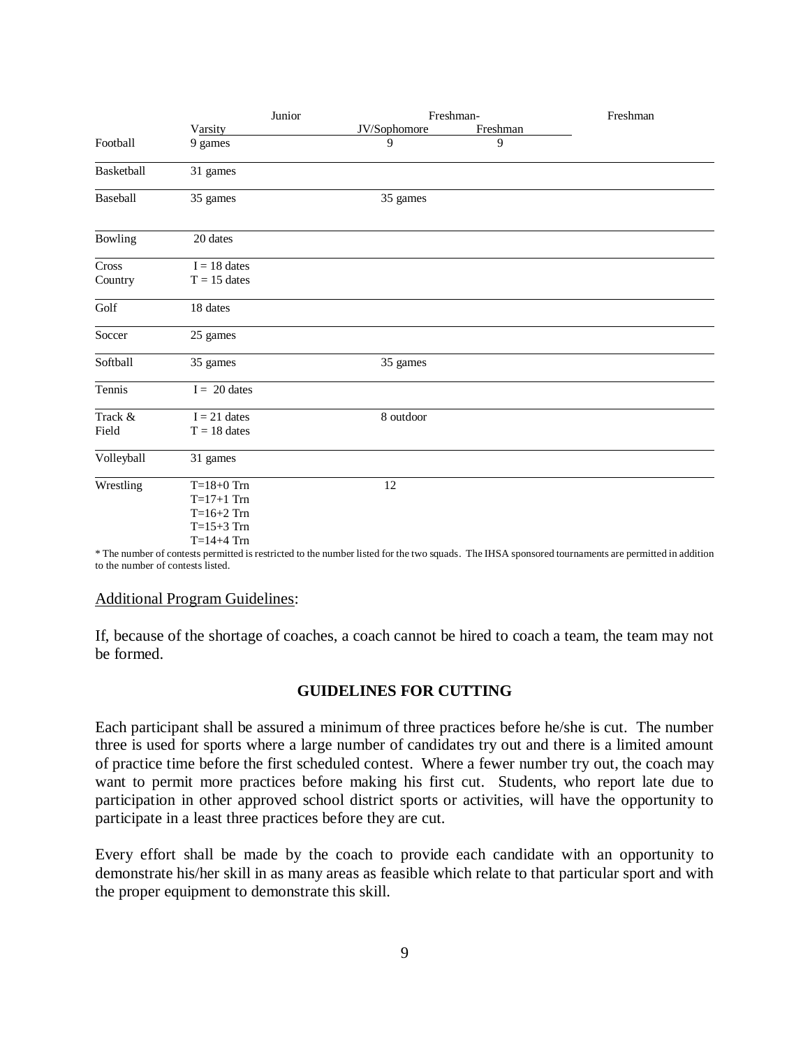| | Varsity | Junior JV/Sophomore | Freshman-Freshman | Freshman |
|---|---|---|---|---|
| Football | 9 games | 9 | 9 | |
| Basketball | 31 games | | | |
| Baseball | 35 games | 35 games | | |
| Bowling | 20 dates | | | |
| Cross Country | I = 18 dates<br>T = 15 dates | | | |
| Golf | 18 dates | | | |
| Soccer | 25 games | | | |
| Softball | 35 games | 35 games | | |
| Tennis | I = 20 dates | | | |
| Track & Field | I = 21 dates<br>T = 18 dates | 8 outdoor | | |
| Volleyball | 31 games | | | |
| Wrestling | T=18+0 Trn<br>T=17+1 Trn<br>T=16+2 Trn<br>T=15+3 Trn<br>T=14+4 Trn | 12 | | |

* The number of contests permitted is restricted to the number listed for the two squads. The IHSA sponsored tournaments are permitted in addition to the number of contests listed.

Additional Program Guidelines:

If, because of the shortage of coaches, a coach cannot be hired to coach a team, the team may not be formed.

## GUIDELINES FOR CUTTING

Each participant shall be assured a minimum of three practices before he/she is cut. The number three is used for sports where a large number of candidates try out and there is a limited amount of practice time before the first scheduled contest. Where a fewer number try out, the coach may want to permit more practices before making his first cut. Students, who report late due to participation in other approved school district sports or activities, will have the opportunity to participate in a least three practices before they are cut.

Every effort shall be made by the coach to provide each candidate with an opportunity to demonstrate his/her skill in as many areas as feasible which relate to that particular sport and with the proper equipment to demonstrate this skill.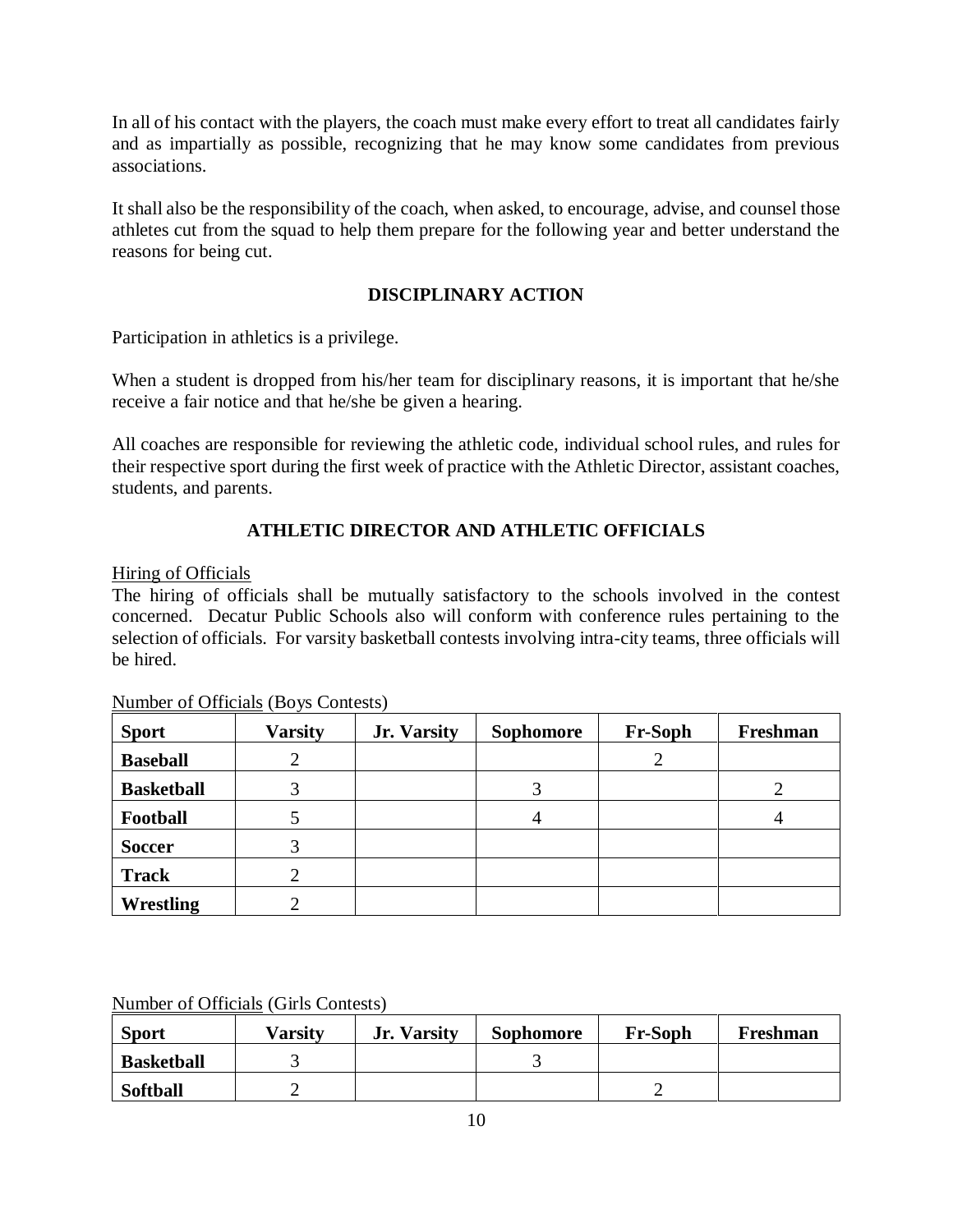In all of his contact with the players, the coach must make every effort to treat all candidates fairly and as impartially as possible, recognizing that he may know some candidates from previous associations.

It shall also be the responsibility of the coach, when asked, to encourage, advise, and counsel those athletes cut from the squad to help them prepare for the following year and better understand the reasons for being cut.

## DISCIPLINARY ACTION

Participation in athletics is a privilege.

When a student is dropped from his/her team for disciplinary reasons, it is important that he/she receive a fair notice and that he/she be given a hearing.

All coaches are responsible for reviewing the athletic code, individual school rules, and rules for their respective sport during the first week of practice with the Athletic Director, assistant coaches, students, and parents.

## ATHLETIC DIRECTOR AND ATHLETIC OFFICIALS

Hiring of Officials

The hiring of officials shall be mutually satisfactory to the schools involved in the contest concerned. Decatur Public Schools also will conform with conference rules pertaining to the selection of officials. For varsity basketball contests involving intra-city teams, three officials will be hired.

Number of Officials (Boys Contests)

| Sport | Varsity | Jr. Varsity | Sophomore | Fr-Soph | Freshman |
|---|---|---|---|---|---|
| **Baseball** | 2 | | | 2 | |
| **Basketball** | 3 | | 3 | | 2 |
| **Football** | 5 | | 4 | | 4 |
| **Soccer** | 3 | | | | |
| **Track** | 2 | | | | |
| **Wrestling** | 2 | | | | |

Number of Officials (Girls Contests)

| Sport | Varsity | Jr. Varsity | Sophomore | Fr-Soph | Freshman |
|---|---|---|---|---|---|
| **Basketball** | 3 | | 3 | | |
| **Softball** | 2 | | | 2 | |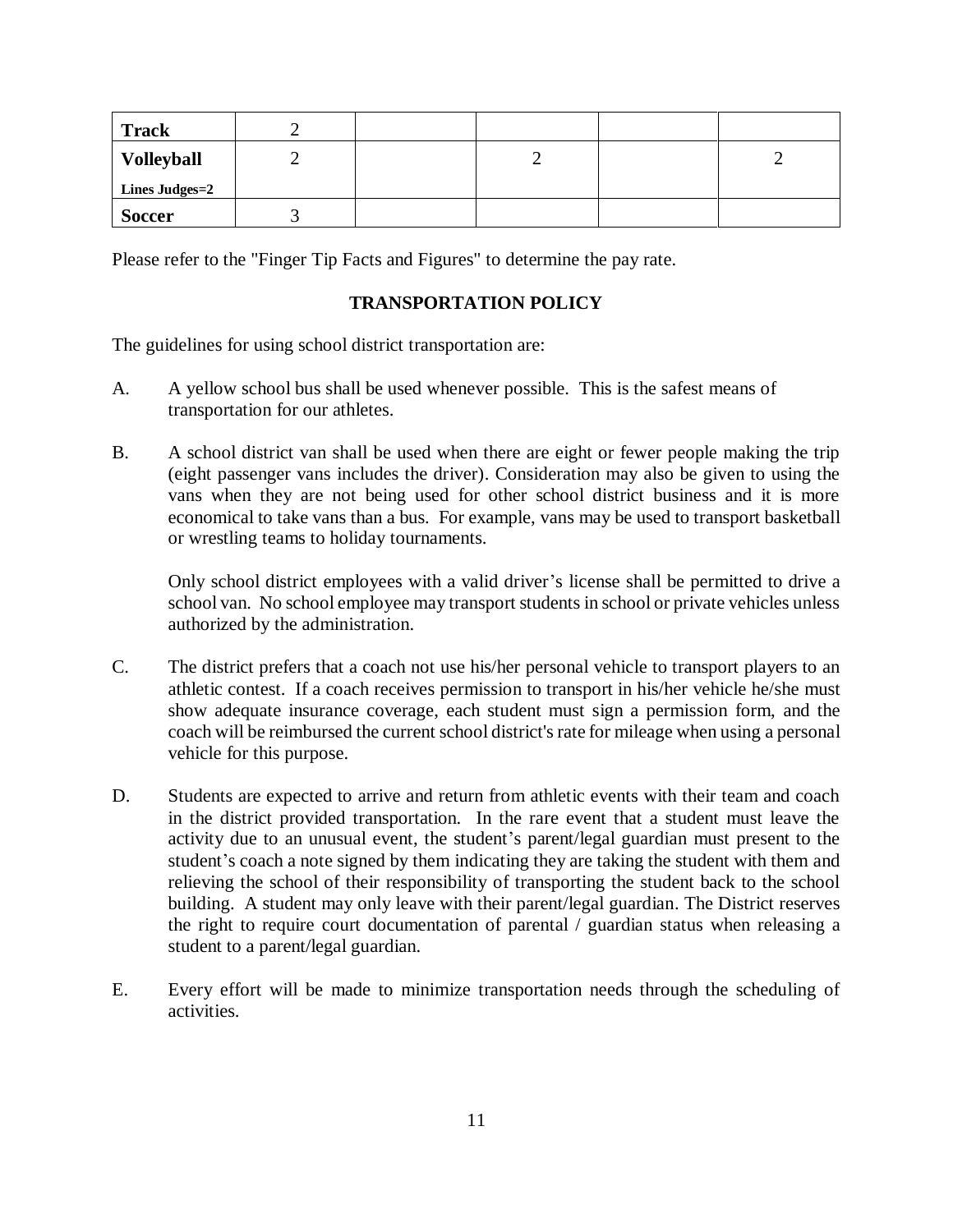| | | | | | |
|---|---|---|---|---|---|
| **Track** | 2 | | | | |
| **Volleyball** **Lines Judges=2** | 2 | | 2 | | 2 |
| **Soccer** | 3 | | | | |

Please refer to the "Finger Tip Facts and Figures" to determine the pay rate.

## TRANSPORTATION POLICY

The guidelines for using school district transportation are:

A. A yellow school bus shall be used whenever possible. This is the safest means of transportation for our athletes.

B. A school district van shall be used when there are eight or fewer people making the trip (eight passenger vans includes the driver). Consideration may also be given to using the vans when they are not being used for other school district business and it is more economical to take vans than a bus. For example, vans may be used to transport basketball or wrestling teams to holiday tournaments.

   Only school district employees with a valid driver's license shall be permitted to drive a school van. No school employee may transport students in school or private vehicles unless authorized by the administration.

C. The district prefers that a coach not use his/her personal vehicle to transport players to an athletic contest. If a coach receives permission to transport in his/her vehicle he/she must show adequate insurance coverage, each student must sign a permission form, and the coach will be reimbursed the current school district's rate for mileage when using a personal vehicle for this purpose.

D. Students are expected to arrive and return from athletic events with their team and coach in the district provided transportation. In the rare event that a student must leave the activity due to an unusual event, the student's parent/legal guardian must present to the student's coach a note signed by them indicating they are taking the student with them and relieving the school of their responsibility of transporting the student back to the school building. A student may only leave with their parent/legal guardian. The District reserves the right to require court documentation of parental / guardian status when releasing a student to a parent/legal guardian.

E. Every effort will be made to minimize transportation needs through the scheduling of activities.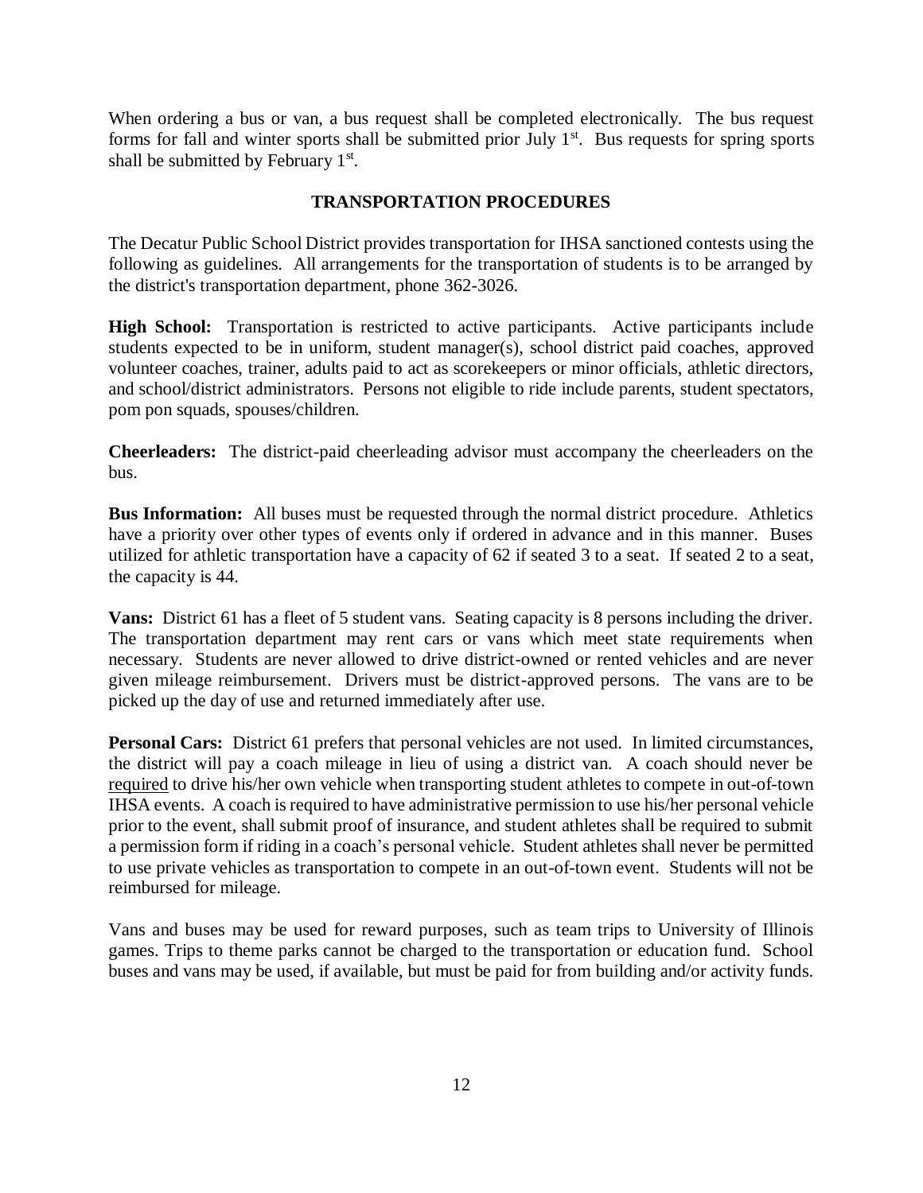When ordering a bus or van, a bus request shall be completed electronically. The bus request forms for fall and winter sports shall be submitted prior July 1st. Bus requests for spring sports shall be submitted by February 1st.

## TRANSPORTATION PROCEDURES

The Decatur Public School District provides transportation for IHSA sanctioned contests using the following as guidelines. All arrangements for the transportation of students is to be arranged by the district's transportation department, phone 362-3026.

**High School:** Transportation is restricted to active participants. Active participants include students expected to be in uniform, student manager(s), school district paid coaches, approved volunteer coaches, trainer, adults paid to act as scorekeepers or minor officials, athletic directors, and school/district administrators. Persons not eligible to ride include parents, student spectators, pom pon squads, spouses/children.

**Cheerleaders:** The district-paid cheerleading advisor must accompany the cheerleaders on the bus.

**Bus Information:** All buses must be requested through the normal district procedure. Athletics have a priority over other types of events only if ordered in advance and in this manner. Buses utilized for athletic transportation have a capacity of 62 if seated 3 to a seat. If seated 2 to a seat, the capacity is 44.

**Vans:** District 61 has a fleet of 5 student vans. Seating capacity is 8 persons including the driver. The transportation department may rent cars or vans which meet state requirements when necessary. Students are never allowed to drive district-owned or rented vehicles and are never given mileage reimbursement. Drivers must be district-approved persons. The vans are to be picked up the day of use and returned immediately after use.

**Personal Cars:** District 61 prefers that personal vehicles are not used. In limited circumstances, the district will pay a coach mileage in lieu of using a district van. A coach should never be required to drive his/her own vehicle when transporting student athletes to compete in out-of-town IHSA events. A coach is required to have administrative permission to use his/her personal vehicle prior to the event, shall submit proof of insurance, and student athletes shall be required to submit a permission form if riding in a coach's personal vehicle. Student athletes shall never be permitted to use private vehicles as transportation to compete in an out-of-town event. Students will not be reimbursed for mileage.

Vans and buses may be used for reward purposes, such as team trips to University of Illinois games. Trips to theme parks cannot be charged to the transportation or education fund. School buses and vans may be used, if available, but must be paid for from building and/or activity funds.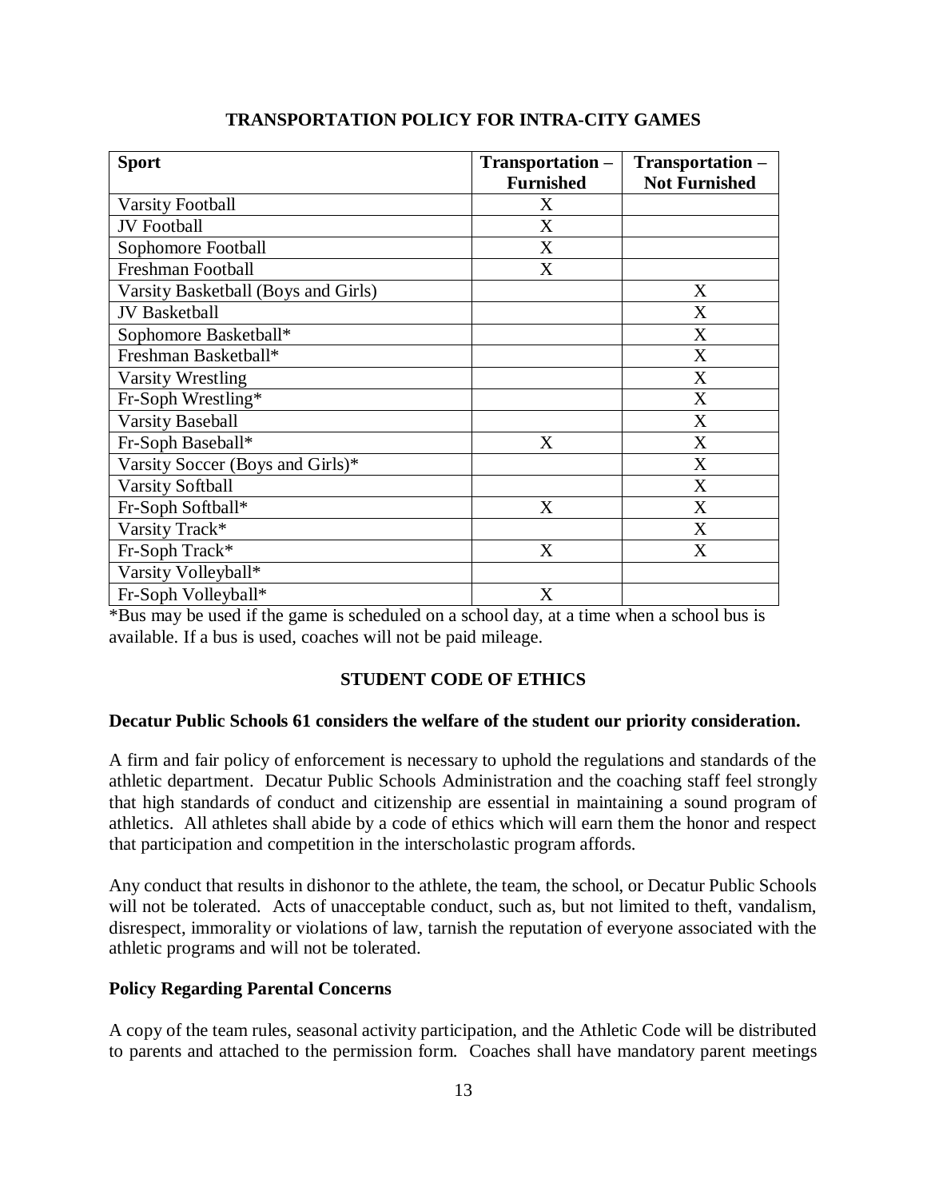## TRANSPORTATION POLICY FOR INTRA-CITY GAMES

| Sport | Transportation – Furnished | Transportation – Not Furnished |
|---|---|---|
| Varsity Football | X | |
| JV Football | X | |
| Sophomore Football | X | |
| Freshman Football | X | |
| Varsity Basketball (Boys and Girls) | | X |
| JV Basketball | | X |
| Sophomore Basketball* | | X |
| Freshman Basketball* | | X |
| Varsity Wrestling | | X |
| Fr-Soph Wrestling* | | X |
| Varsity Baseball | | X |
| Fr-Soph Baseball* | X | X |
| Varsity Soccer (Boys and Girls)* | | X |
| Varsity Softball | | X |
| Fr-Soph Softball* | X | X |
| Varsity Track* | | X |
| Fr-Soph Track* | X | X |
| Varsity Volleyball* | | |
| Fr-Soph Volleyball* | X | |

*Bus may be used if the game is scheduled on a school day, at a time when a school bus is available. If a bus is used, coaches will not be paid mileage.

## STUDENT CODE OF ETHICS

**Decatur Public Schools 61 considers the welfare of the student our priority consideration.**

A firm and fair policy of enforcement is necessary to uphold the regulations and standards of the athletic department. Decatur Public Schools Administration and the coaching staff feel strongly that high standards of conduct and citizenship are essential in maintaining a sound program of athletics. All athletes shall abide by a code of ethics which will earn them the honor and respect that participation and competition in the interscholastic program affords.

Any conduct that results in dishonor to the athlete, the team, the school, or Decatur Public Schools will not be tolerated. Acts of unacceptable conduct, such as, but not limited to theft, vandalism, disrespect, immorality or violations of law, tarnish the reputation of everyone associated with the athletic programs and will not be tolerated.

### Policy Regarding Parental Concerns

A copy of the team rules, seasonal activity participation, and the Athletic Code will be distributed to parents and attached to the permission form. Coaches shall have mandatory parent meetings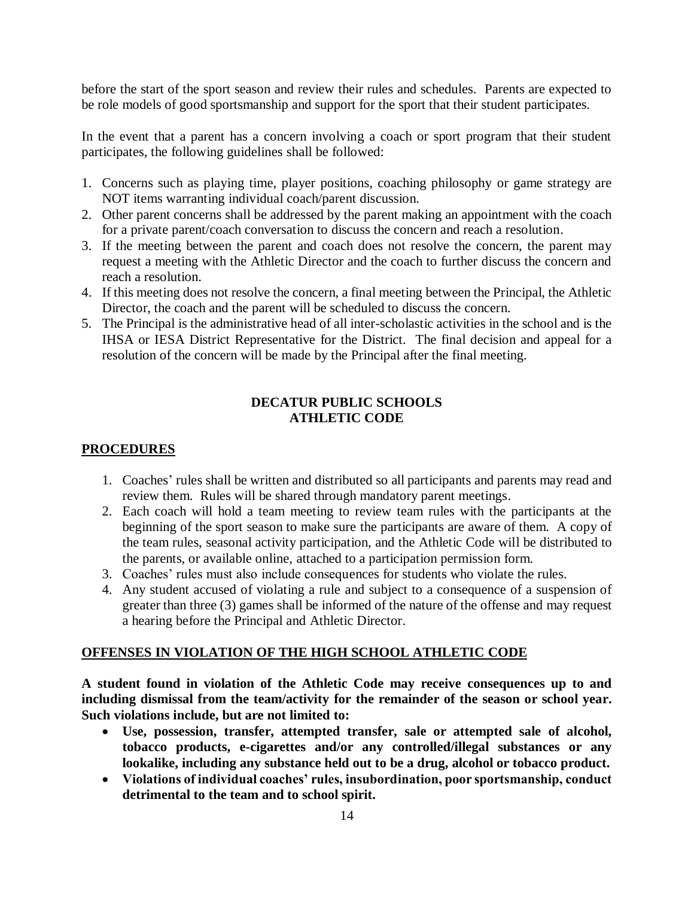before the start of the sport season and review their rules and schedules. Parents are expected to be role models of good sportsmanship and support for the sport that their student participates.

In the event that a parent has a concern involving a coach or sport program that their student participates, the following guidelines shall be followed:

1. Concerns such as playing time, player positions, coaching philosophy or game strategy are NOT items warranting individual coach/parent discussion.
2. Other parent concerns shall be addressed by the parent making an appointment with the coach for a private parent/coach conversation to discuss the concern and reach a resolution.
3. If the meeting between the parent and coach does not resolve the concern, the parent may request a meeting with the Athletic Director and the coach to further discuss the concern and reach a resolution.
4. If this meeting does not resolve the concern, a final meeting between the Principal, the Athletic Director, the coach and the parent will be scheduled to discuss the concern.
5. The Principal is the administrative head of all inter-scholastic activities in the school and is the IHSA or IESA District Representative for the District. The final decision and appeal for a resolution of the concern will be made by the Principal after the final meeting.

## DECATUR PUBLIC SCHOOLS
## ATHLETIC CODE

### PROCEDURES

1. Coaches' rules shall be written and distributed so all participants and parents may read and review them. Rules will be shared through mandatory parent meetings.
2. Each coach will hold a team meeting to review team rules with the participants at the beginning of the sport season to make sure the participants are aware of them. A copy of the team rules, seasonal activity participation, and the Athletic Code will be distributed to the parents, or available online, attached to a participation permission form.
3. Coaches' rules must also include consequences for students who violate the rules.
4. Any student accused of violating a rule and subject to a consequence of a suspension of greater than three (3) games shall be informed of the nature of the offense and may request a hearing before the Principal and Athletic Director.

### OFFENSES IN VIOLATION OF THE HIGH SCHOOL ATHLETIC CODE

**A student found in violation of the Athletic Code may receive consequences up to and including dismissal from the team/activity for the remainder of the season or school year. Such violations include, but are not limited to:**

- **Use, possession, transfer, attempted transfer, sale or attempted sale of alcohol, tobacco products, e-cigarettes and/or any controlled/illegal substances or any lookalike, including any substance held out to be a drug, alcohol or tobacco product.**
- **Violations of individual coaches' rules, insubordination, poor sportsmanship, conduct detrimental to the team and to school spirit.**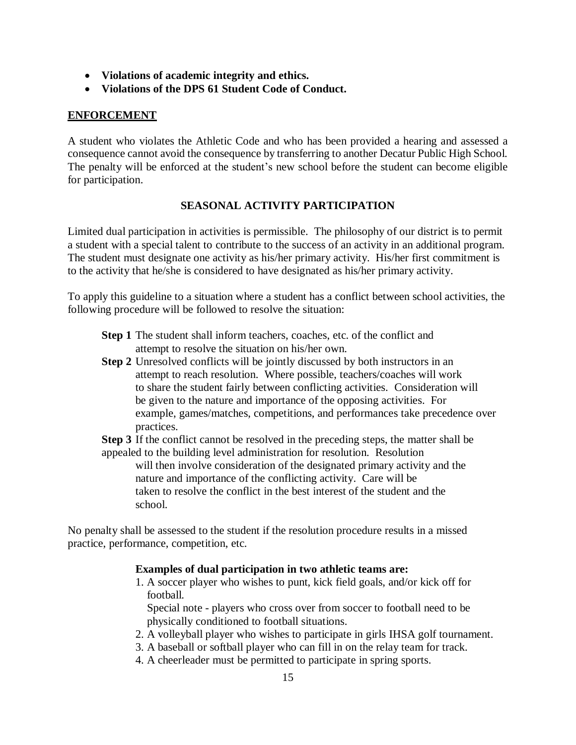- **Violations of academic integrity and ethics.**
- **Violations of the DPS 61 Student Code of Conduct.**

## ENFORCEMENT

A student who violates the Athletic Code and who has been provided a hearing and assessed a consequence cannot avoid the consequence by transferring to another Decatur Public High School. The penalty will be enforced at the student's new school before the student can become eligible for participation.

### SEASONAL ACTIVITY PARTICIPATION

Limited dual participation in activities is permissible. The philosophy of our district is to permit a student with a special talent to contribute to the success of an activity in an additional program. The student must designate one activity as his/her primary activity. His/her first commitment is to the activity that he/she is considered to have designated as his/her primary activity.

To apply this guideline to a situation where a student has a conflict between school activities, the following procedure will be followed to resolve the situation:

**Step 1** The student shall inform teachers, coaches, etc. of the conflict and attempt to resolve the situation on his/her own.

**Step 2** Unresolved conflicts will be jointly discussed by both instructors in an attempt to reach resolution. Where possible, teachers/coaches will work to share the student fairly between conflicting activities. Consideration will be given to the nature and importance of the opposing activities. For example, games/matches, competitions, and performances take precedence over practices.

**Step 3** If the conflict cannot be resolved in the preceding steps, the matter shall be appealed to the building level administration for resolution. Resolution will then involve consideration of the designated primary activity and the nature and importance of the conflicting activity. Care will be taken to resolve the conflict in the best interest of the student and the school.

No penalty shall be assessed to the student if the resolution procedure results in a missed practice, performance, competition, etc.

**Examples of dual participation in two athletic teams are:**

1. A soccer player who wishes to punt, kick field goals, and/or kick off for football.
   Special note - players who cross over from soccer to football need to be physically conditioned to football situations.
2. A volleyball player who wishes to participate in girls IHSA golf tournament.
3. A baseball or softball player who can fill in on the relay team for track.
4. A cheerleader must be permitted to participate in spring sports.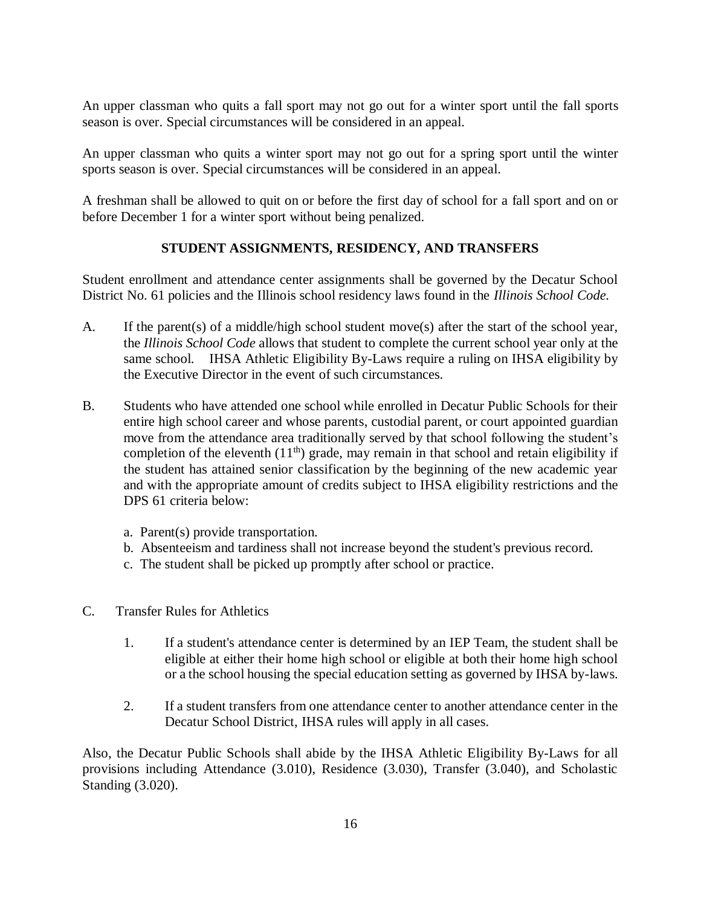An upper classman who quits a fall sport may not go out for a winter sport until the fall sports season is over. Special circumstances will be considered in an appeal.

An upper classman who quits a winter sport may not go out for a spring sport until the winter sports season is over. Special circumstances will be considered in an appeal.

A freshman shall be allowed to quit on or before the first day of school for a fall sport and on or before December 1 for a winter sport without being penalized.

## STUDENT ASSIGNMENTS, RESIDENCY, AND TRANSFERS

Student enrollment and attendance center assignments shall be governed by the Decatur School District No. 61 policies and the Illinois school residency laws found in the *Illinois School Code.*

A. If the parent(s) of a middle/high school student move(s) after the start of the school year, the *Illinois School Code* allows that student to complete the current school year only at the same school. IHSA Athletic Eligibility By-Laws require a ruling on IHSA eligibility by the Executive Director in the event of such circumstances.

B. Students who have attended one school while enrolled in Decatur Public Schools for their entire high school career and whose parents, custodial parent, or court appointed guardian move from the attendance area traditionally served by that school following the student's completion of the eleventh (11th) grade, may remain in that school and retain eligibility if the student has attained senior classification by the beginning of the new academic year and with the appropriate amount of credits subject to IHSA eligibility restrictions and the DPS 61 criteria below:

   a. Parent(s) provide transportation.
   b. Absenteeism and tardiness shall not increase beyond the student's previous record.
   c. The student shall be picked up promptly after school or practice.

C. Transfer Rules for Athletics

   1. If a student's attendance center is determined by an IEP Team, the student shall be eligible at either their home high school or eligible at both their home high school or a the school housing the special education setting as governed by IHSA by-laws.

   2. If a student transfers from one attendance center to another attendance center in the Decatur School District, IHSA rules will apply in all cases.

Also, the Decatur Public Schools shall abide by the IHSA Athletic Eligibility By-Laws for all provisions including Attendance (3.010), Residence (3.030), Transfer (3.040), and Scholastic Standing (3.020).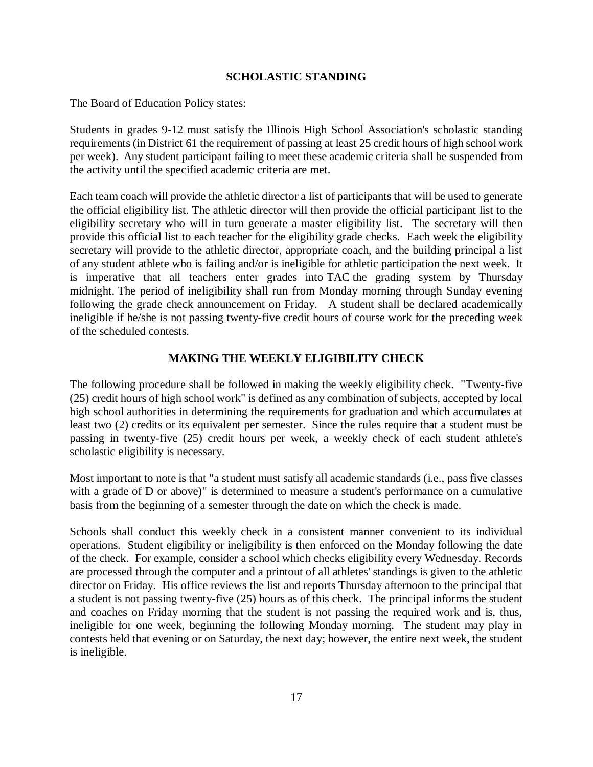## SCHOLASTIC STANDING

The Board of Education Policy states:

Students in grades 9-12 must satisfy the Illinois High School Association's scholastic standing requirements (in District 61 the requirement of passing at least 25 credit hours of high school work per week). Any student participant failing to meet these academic criteria shall be suspended from the activity until the specified academic criteria are met.

Each team coach will provide the athletic director a list of participants that will be used to generate the official eligibility list. The athletic director will then provide the official participant list to the eligibility secretary who will in turn generate a master eligibility list. The secretary will then provide this official list to each teacher for the eligibility grade checks. Each week the eligibility secretary will provide to the athletic director, appropriate coach, and the building principal a list of any student athlete who is failing and/or is ineligible for athletic participation the next week. It is imperative that all teachers enter grades into TAC the grading system by Thursday midnight. The period of ineligibility shall run from Monday morning through Sunday evening following the grade check announcement on Friday. A student shall be declared academically ineligible if he/she is not passing twenty-five credit hours of course work for the preceding week of the scheduled contests.

## MAKING THE WEEKLY ELIGIBILITY CHECK

The following procedure shall be followed in making the weekly eligibility check. "Twenty-five (25) credit hours of high school work" is defined as any combination of subjects, accepted by local high school authorities in determining the requirements for graduation and which accumulates at least two (2) credits or its equivalent per semester. Since the rules require that a student must be passing in twenty-five (25) credit hours per week, a weekly check of each student athlete's scholastic eligibility is necessary.

Most important to note is that "a student must satisfy all academic standards (i.e., pass five classes with a grade of D or above)" is determined to measure a student's performance on a cumulative basis from the beginning of a semester through the date on which the check is made.

Schools shall conduct this weekly check in a consistent manner convenient to its individual operations. Student eligibility or ineligibility is then enforced on the Monday following the date of the check. For example, consider a school which checks eligibility every Wednesday. Records are processed through the computer and a printout of all athletes' standings is given to the athletic director on Friday. His office reviews the list and reports Thursday afternoon to the principal that a student is not passing twenty-five (25) hours as of this check. The principal informs the student and coaches on Friday morning that the student is not passing the required work and is, thus, ineligible for one week, beginning the following Monday morning. The student may play in contests held that evening or on Saturday, the next day; however, the entire next week, the student is ineligible.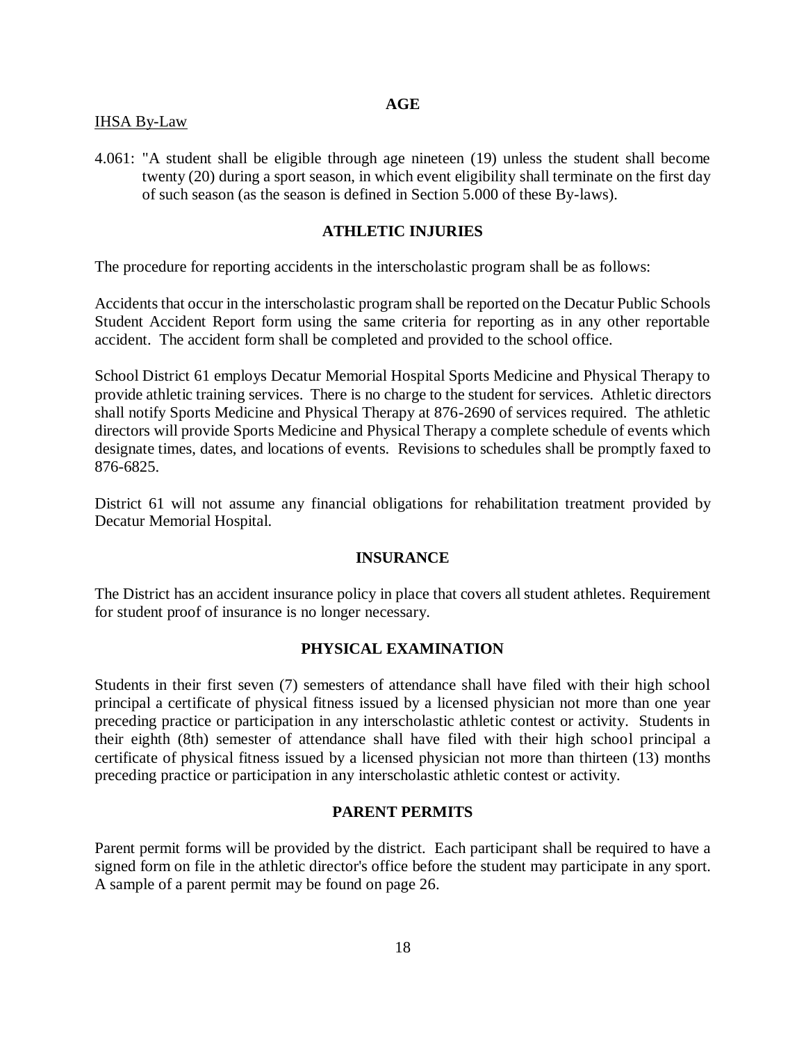## AGE

IHSA By-Law

4.061: "A student shall be eligible through age nineteen (19) unless the student shall become twenty (20) during a sport season, in which event eligibility shall terminate on the first day of such season (as the season is defined in Section 5.000 of these By-laws).

## ATHLETIC INJURIES

The procedure for reporting accidents in the interscholastic program shall be as follows:

Accidents that occur in the interscholastic program shall be reported on the Decatur Public Schools Student Accident Report form using the same criteria for reporting as in any other reportable accident. The accident form shall be completed and provided to the school office.

School District 61 employs Decatur Memorial Hospital Sports Medicine and Physical Therapy to provide athletic training services. There is no charge to the student for services. Athletic directors shall notify Sports Medicine and Physical Therapy at 876-2690 of services required. The athletic directors will provide Sports Medicine and Physical Therapy a complete schedule of events which designate times, dates, and locations of events. Revisions to schedules shall be promptly faxed to 876-6825.

District 61 will not assume any financial obligations for rehabilitation treatment provided by Decatur Memorial Hospital.

## INSURANCE

The District has an accident insurance policy in place that covers all student athletes. Requirement for student proof of insurance is no longer necessary.

## PHYSICAL EXAMINATION

Students in their first seven (7) semesters of attendance shall have filed with their high school principal a certificate of physical fitness issued by a licensed physician not more than one year preceding practice or participation in any interscholastic athletic contest or activity. Students in their eighth (8th) semester of attendance shall have filed with their high school principal a certificate of physical fitness issued by a licensed physician not more than thirteen (13) months preceding practice or participation in any interscholastic athletic contest or activity.

## PARENT PERMITS

Parent permit forms will be provided by the district. Each participant shall be required to have a signed form on file in the athletic director's office before the student may participate in any sport. A sample of a parent permit may be found on page 26.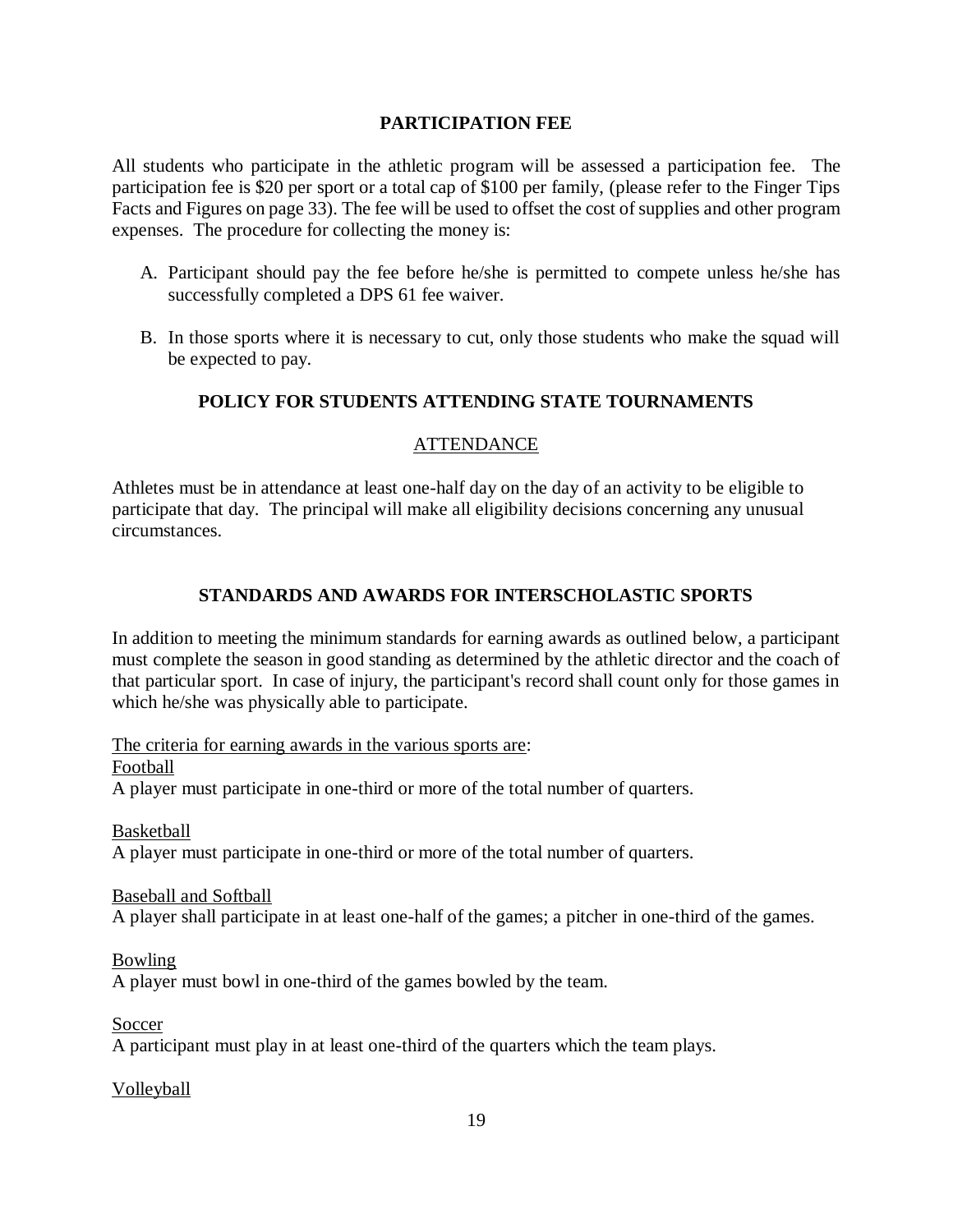## PARTICIPATION FEE

All students who participate in the athletic program will be assessed a participation fee. The participation fee is $20 per sport or a total cap of $100 per family, (please refer to the Finger Tips Facts and Figures on page 33). The fee will be used to offset the cost of supplies and other program expenses. The procedure for collecting the money is:

A. Participant should pay the fee before he/she is permitted to compete unless he/she has successfully completed a DPS 61 fee waiver.

B. In those sports where it is necessary to cut, only those students who make the squad will be expected to pay.

## POLICY FOR STUDENTS ATTENDING STATE TOURNAMENTS

### ATTENDANCE

Athletes must be in attendance at least one-half day on the day of an activity to be eligible to participate that day. The principal will make all eligibility decisions concerning any unusual circumstances.

## STANDARDS AND AWARDS FOR INTERSCHOLASTIC SPORTS

In addition to meeting the minimum standards for earning awards as outlined below, a participant must complete the season in good standing as determined by the athletic director and the coach of that particular sport. In case of injury, the participant's record shall count only for those games in which he/she was physically able to participate.

The criteria for earning awards in the various sports are:

Football
A player must participate in one-third or more of the total number of quarters.

Basketball
A player must participate in one-third or more of the total number of quarters.

Baseball and Softball
A player shall participate in at least one-half of the games; a pitcher in one-third of the games.

Bowling
A player must bowl in one-third of the games bowled by the team.

Soccer
A participant must play in at least one-third of the quarters which the team plays.

Volleyball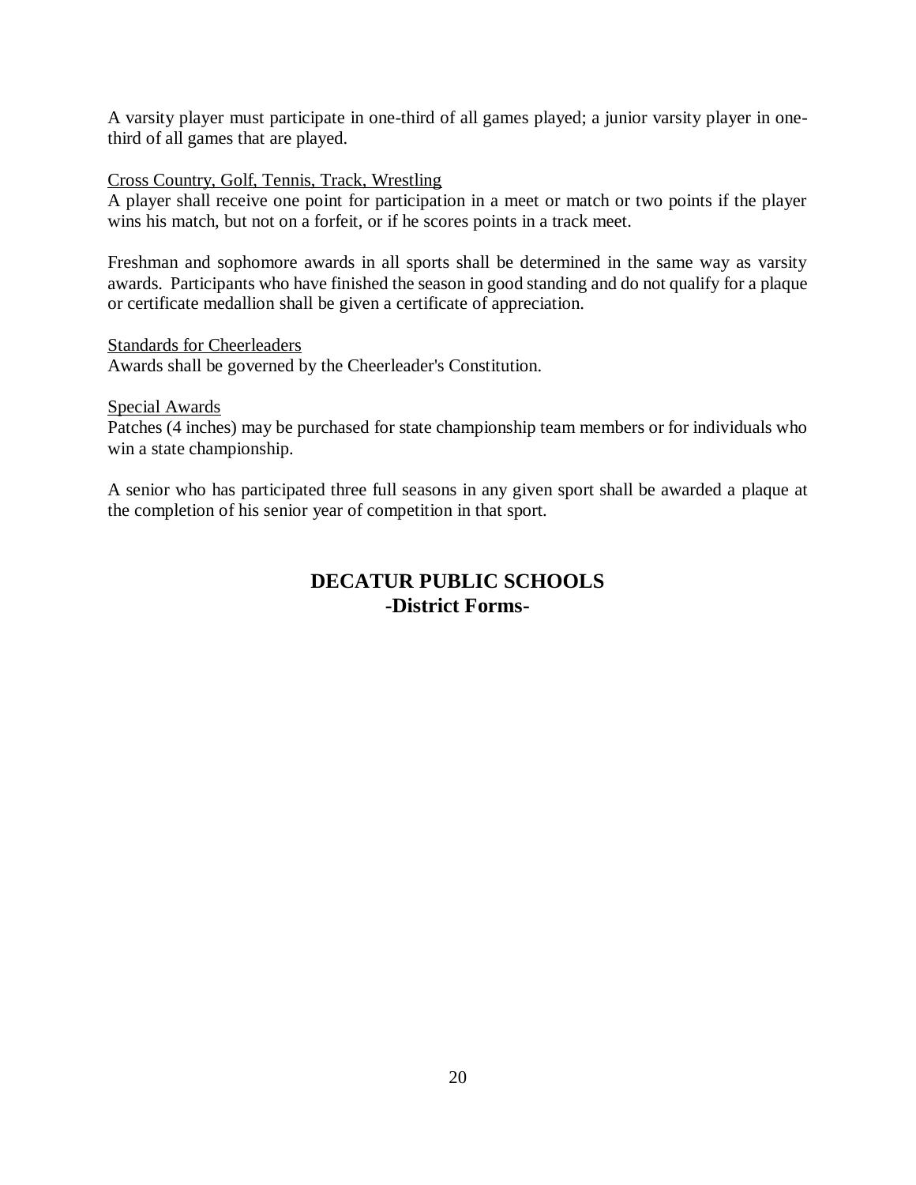A varsity player must participate in one-third of all games played; a junior varsity player in one-third of all games that are played.

<u>Cross Country, Golf, Tennis, Track, Wrestling</u>
A player shall receive one point for participation in a meet or match or two points if the player wins his match, but not on a forfeit, or if he scores points in a track meet.

Freshman and sophomore awards in all sports shall be determined in the same way as varsity awards. Participants who have finished the season in good standing and do not qualify for a plaque or certificate medallion shall be given a certificate of appreciation.

<u>Standards for Cheerleaders</u>
Awards shall be governed by the Cheerleader's Constitution.

<u>Special Awards</u>
Patches (4 inches) may be purchased for state championship team members or for individuals who win a state championship.

A senior who has participated three full seasons in any given sport shall be awarded a plaque at the completion of his senior year of competition in that sport.

## DECATUR PUBLIC SCHOOLS
## -District Forms-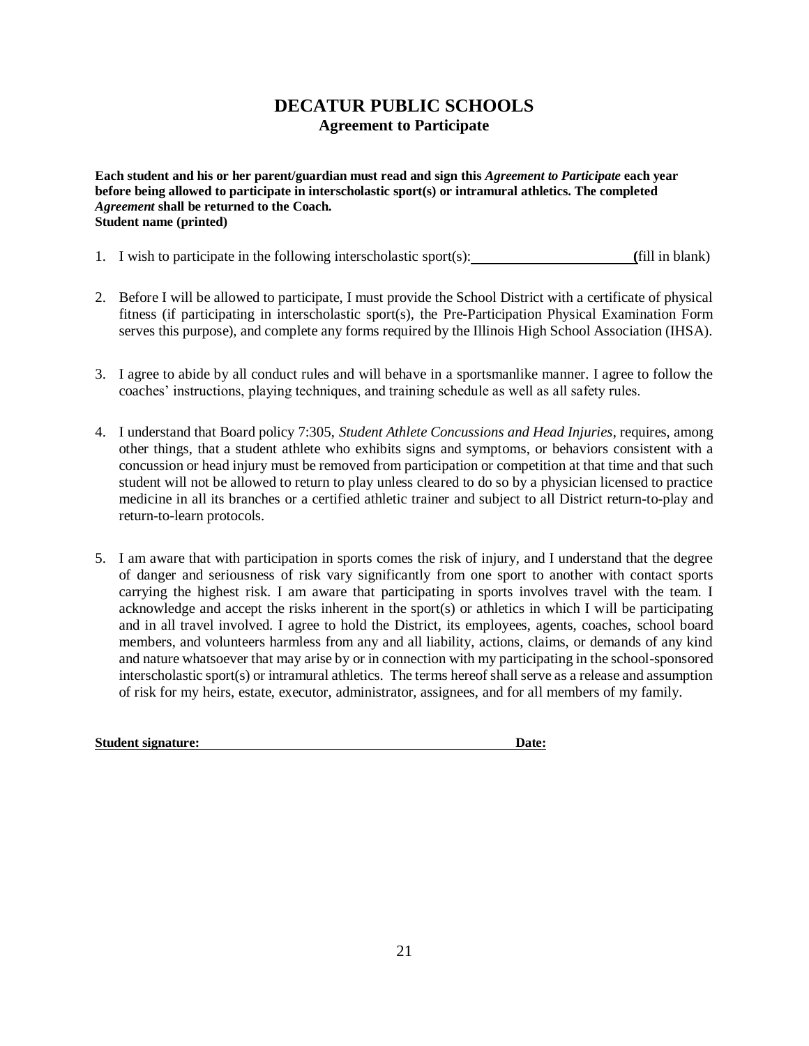# DECATUR PUBLIC SCHOOLS

## Agreement to Participate

**Each student and his or her parent/guardian must read and sign this *Agreement to Participate* each year before being allowed to participate in interscholastic sport(s) or intramural athletics. The completed *Agreement* shall be returned to the Coach.**
**Student name (printed)**

1. I wish to participate in the following interscholastic sport(s): ______________________ (fill in blank)

2. Before I will be allowed to participate, I must provide the School District with a certificate of physical fitness (if participating in interscholastic sport(s), the Pre-Participation Physical Examination Form serves this purpose), and complete any forms required by the Illinois High School Association (IHSA).

3. I agree to abide by all conduct rules and will behave in a sportsmanlike manner. I agree to follow the coaches' instructions, playing techniques, and training schedule as well as all safety rules.

4. I understand that Board policy 7:305, *Student Athlete Concussions and Head Injuries*, requires, among other things, that a student athlete who exhibits signs and symptoms, or behaviors consistent with a concussion or head injury must be removed from participation or competition at that time and that such student will not be allowed to return to play unless cleared to do so by a physician licensed to practice medicine in all its branches or a certified athletic trainer and subject to all District return-to-play and return-to-learn protocols.

5. I am aware that with participation in sports comes the risk of injury, and I understand that the degree of danger and seriousness of risk vary significantly from one sport to another with contact sports carrying the highest risk. I am aware that participating in sports involves travel with the team. I acknowledge and accept the risks inherent in the sport(s) or athletics in which I will be participating and in all travel involved. I agree to hold the District, its employees, agents, coaches, school board members, and volunteers harmless from any and all liability, actions, claims, or demands of any kind and nature whatsoever that may arise by or in connection with my participating in the school-sponsored interscholastic sport(s) or intramural athletics. The terms hereof shall serve as a release and assumption of risk for my heirs, estate, executor, administrator, assignees, and for all members of my family.

**Student signature: ______________________________________________ Date:**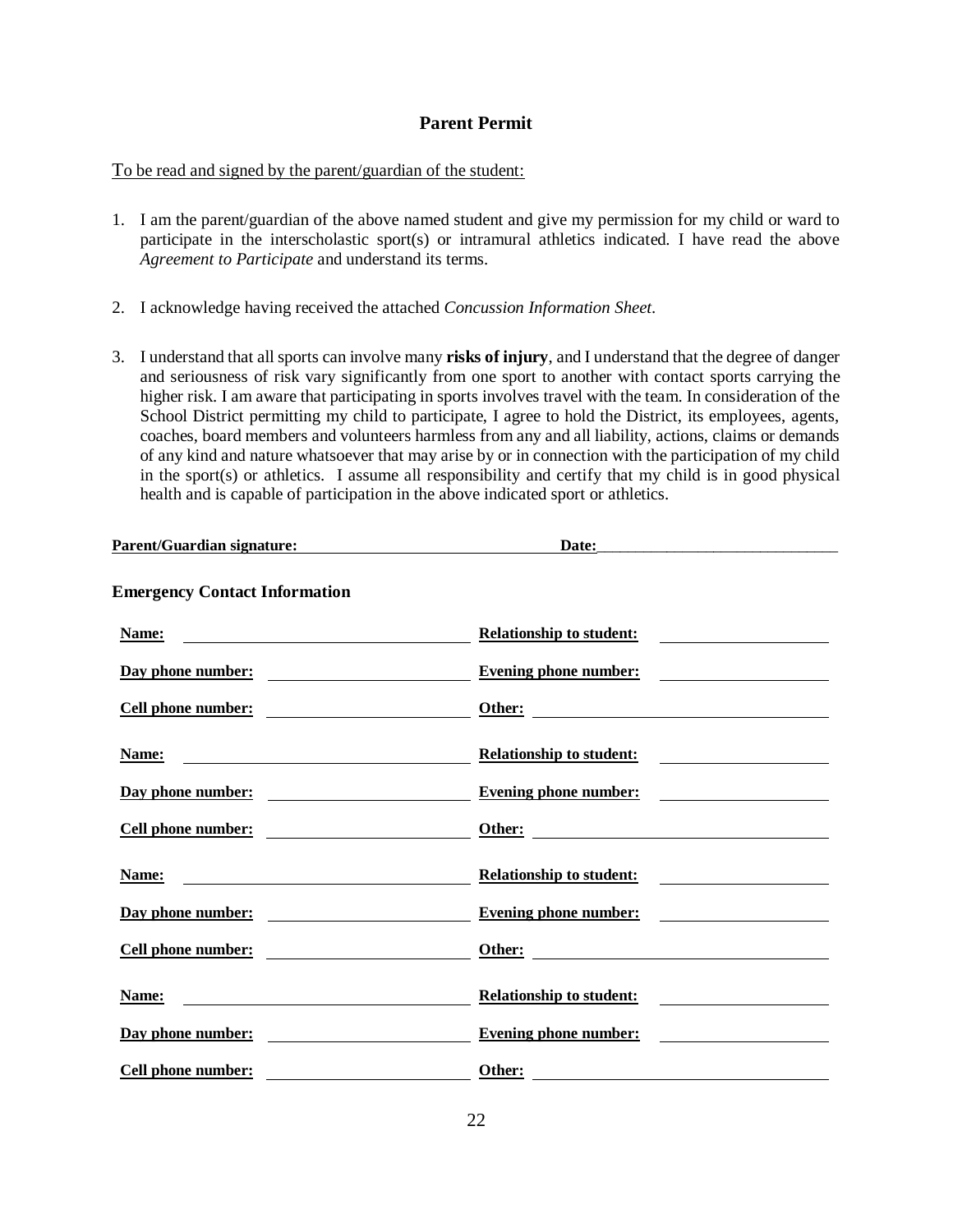## Parent Permit

To be read and signed by the parent/guardian of the student:

1. I am the parent/guardian of the above named student and give my permission for my child or ward to participate in the interscholastic sport(s) or intramural athletics indicated. I have read the above *Agreement to Participate* and understand its terms.

2. I acknowledge having received the attached *Concussion Information Sheet.*

3. I understand that all sports can involve many **risks of injury**, and I understand that the degree of danger and seriousness of risk vary significantly from one sport to another with contact sports carrying the higher risk. I am aware that participating in sports involves travel with the team. In consideration of the School District permitting my child to participate, I agree to hold the District, its employees, agents, coaches, board members and volunteers harmless from any and all liability, actions, claims or demands of any kind and nature whatsoever that may arise by or in connection with the participation of my child in the sport(s) or athletics. I assume all responsibility and certify that my child is in good physical health and is capable of participation in the above indicated sport or athletics.

**Parent/Guardian signature:** ________________________________ **Date:**______________________________

**Emergency Contact Information**

**Name:** ________________________________ **Relationship to student:** ____________________

**Day phone number:** ______________________ **Evening phone number:** ____________________

**Cell phone number:** ______________________ **Other:** ____________________________________

**Name:** ________________________________ **Relationship to student:** ____________________

**Day phone number:** ______________________ **Evening phone number:** ____________________

**Cell phone number:** ______________________ **Other:** ____________________________________

**Name:** ________________________________ **Relationship to student:** ____________________

**Day phone number:** ______________________ **Evening phone number:** ____________________

**Cell phone number:** ______________________ **Other:** ____________________________________

**Name:** ________________________________ **Relationship to student:** ____________________

**Day phone number:** ______________________ **Evening phone number:** ____________________

**Cell phone number:** ______________________ **Other:** ____________________________________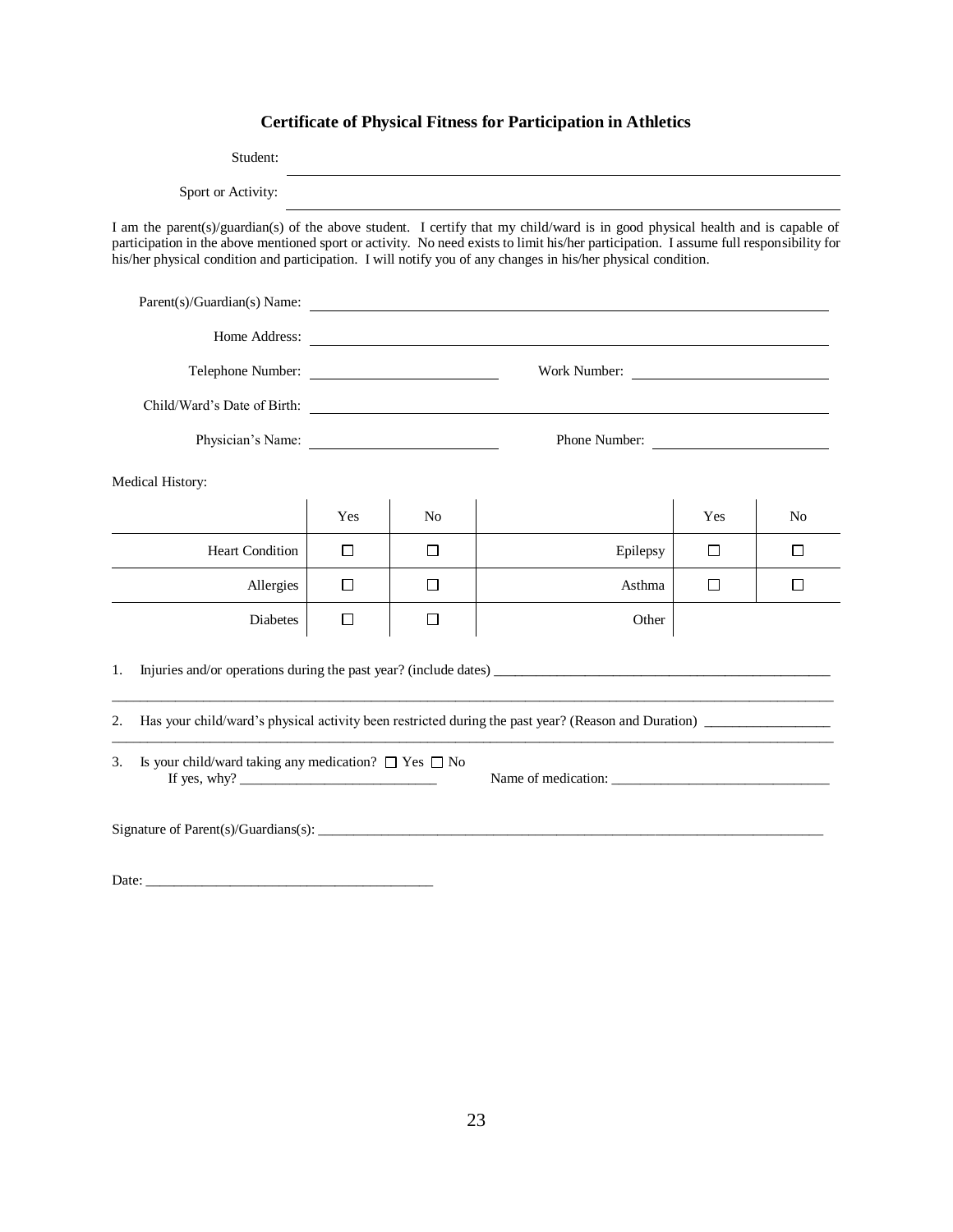# Certificate of Physical Fitness for Participation in Athletics

Student: ______________________________________________

Sport or Activity: ______________________________________________

I am the parent(s)/guardian(s) of the above student. I certify that my child/ward is in good physical health and is capable of participation in the above mentioned sport or activity. No need exists to limit his/her participation. I assume full responsibility for his/her physical condition and participation. I will notify you of any changes in his/her physical condition.

Parent(s)/Guardian(s) Name: ______________________________________________

Home Address: ______________________________________________

Telephone Number: ____________________ Work Number: ____________________

Child/Ward's Date of Birth: ______________________________________________

Physician's Name: ____________________ Phone Number: ____________________

Medical History:

| | Yes | No | | Yes | No |
|---|---|---|---|---|---|
| Heart Condition | ☐ | ☐ | Epilepsy | ☐ | ☐ |
| Allergies | ☐ | ☐ | Asthma | ☐ | ☐ |
| Diabetes | ☐ | ☐ | Other | | |

1. Injuries and/or operations during the past year? (include dates) ______________________________________________

______________________________________________________________________________________________

2. Has your child/ward's physical activity been restricted during the past year? (Reason and Duration) __________________

______________________________________________________________________________________________

3. Is your child/ward taking any medication? ☐ Yes ☐ No
   If yes, why? ____________________________ Name of medication: _______________________________

Signature of Parent(s)/Guardians(s): ______________________________________________

Date: ________________________________________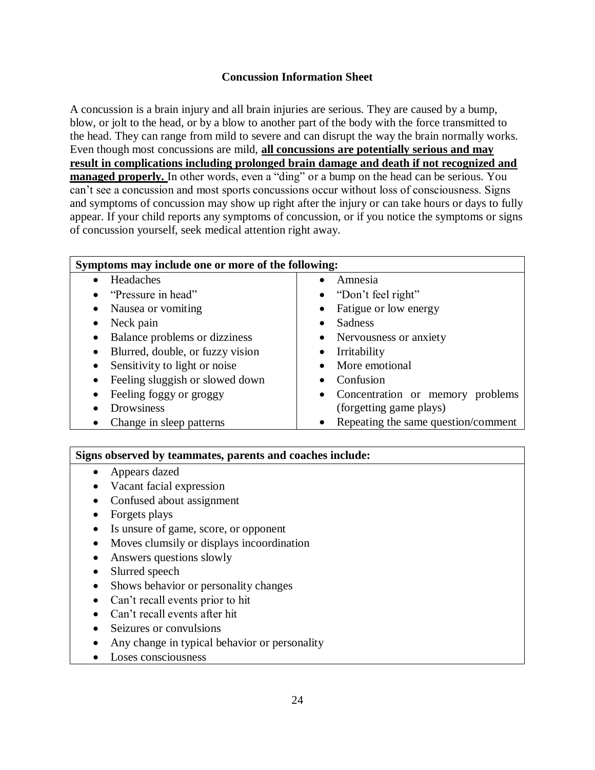## Concussion Information Sheet

A concussion is a brain injury and all brain injuries are serious. They are caused by a bump, blow, or jolt to the head, or by a blow to another part of the body with the force transmitted to the head. They can range from mild to severe and can disrupt the way the brain normally works. Even though most concussions are mild, **<u>all concussions are potentially serious and may result in complications including prolonged brain damage and death if not recognized and managed properly.</u>** In other words, even a "ding" or a bump on the head can be serious. You can't see a concussion and most sports concussions occur without loss of consciousness. Signs and symptoms of concussion may show up right after the injury or can take hours or days to fully appear. If your child reports any symptoms of concussion, or if you notice the symptoms or signs of concussion yourself, seek medical attention right away.

| **Symptoms may include one or more of the following:** | |
|---|---|
| • Headaches | • Amnesia |
| • "Pressure in head" | • "Don't feel right" |
| • Nausea or vomiting | • Fatigue or low energy |
| • Neck pain | • Sadness |
| • Balance problems or dizziness | • Nervousness or anxiety |
| • Blurred, double, or fuzzy vision | • Irritability |
| • Sensitivity to light or noise | • More emotional |
| • Feeling sluggish or slowed down | • Confusion |
| • Feeling foggy or groggy | • Concentration or memory problems (forgetting game plays) |
| • Drowsiness | |
| • Change in sleep patterns | • Repeating the same question/comment |

| **Signs observed by teammates, parents and coaches include:** |
|---|
| • Appears dazed |
| • Vacant facial expression |
| • Confused about assignment |
| • Forgets plays |
| • Is unsure of game, score, or opponent |
| • Moves clumsily or displays incoordination |
| • Answers questions slowly |
| • Slurred speech |
| • Shows behavior or personality changes |
| • Can't recall events prior to hit |
| • Can't recall events after hit |
| • Seizures or convulsions |
| • Any change in typical behavior or personality |
| • Loses consciousness |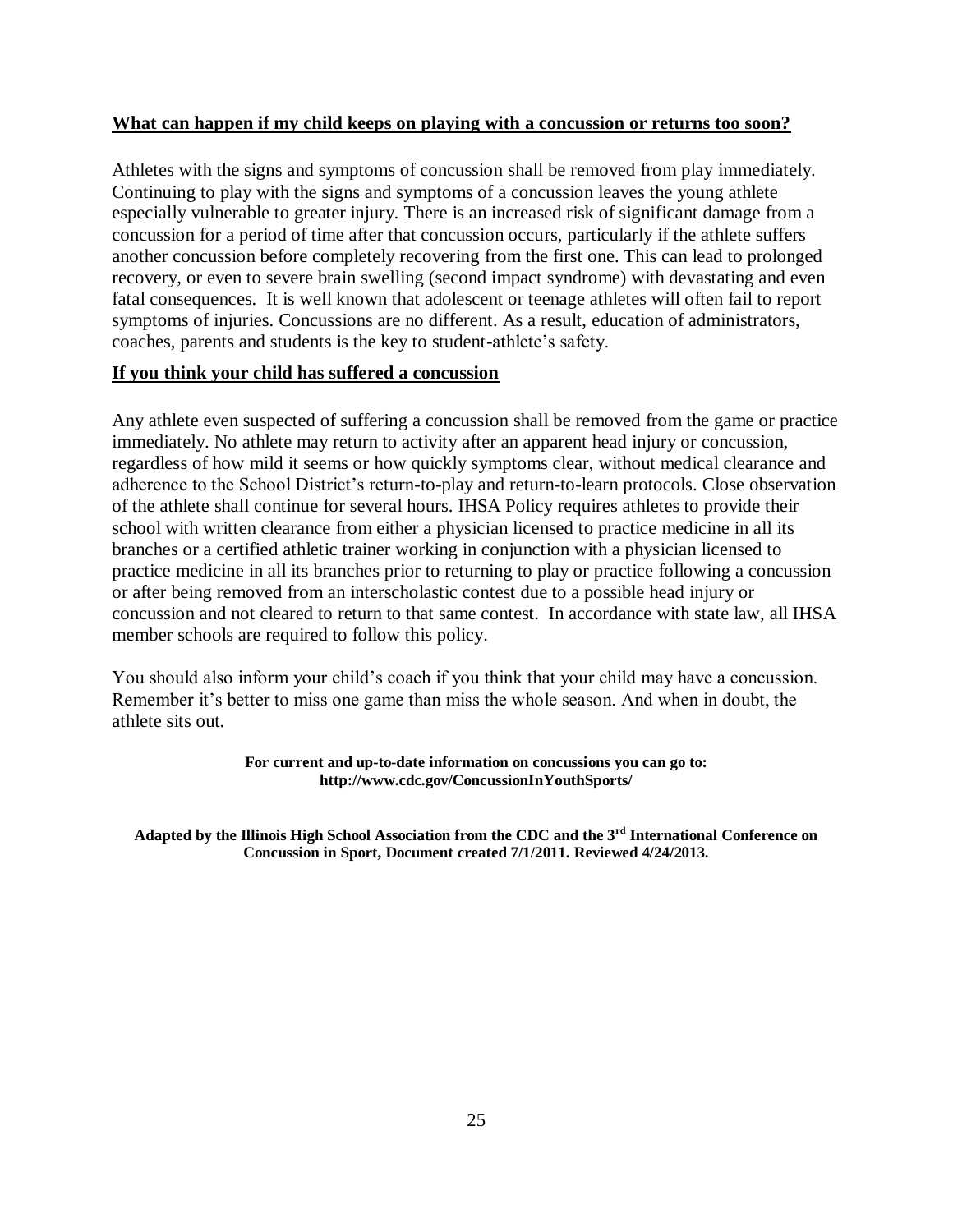**What can happen if my child keeps on playing with a concussion or returns too soon?**

Athletes with the signs and symptoms of concussion shall be removed from play immediately. Continuing to play with the signs and symptoms of a concussion leaves the young athlete especially vulnerable to greater injury. There is an increased risk of significant damage from a concussion for a period of time after that concussion occurs, particularly if the athlete suffers another concussion before completely recovering from the first one. This can lead to prolonged recovery, or even to severe brain swelling (second impact syndrome) with devastating and even fatal consequences. It is well known that adolescent or teenage athletes will often fail to report symptoms of injuries. Concussions are no different. As a result, education of administrators, coaches, parents and students is the key to student-athlete's safety.

**If you think your child has suffered a concussion**

Any athlete even suspected of suffering a concussion shall be removed from the game or practice immediately. No athlete may return to activity after an apparent head injury or concussion, regardless of how mild it seems or how quickly symptoms clear, without medical clearance and adherence to the School District's return-to-play and return-to-learn protocols. Close observation of the athlete shall continue for several hours. IHSA Policy requires athletes to provide their school with written clearance from either a physician licensed to practice medicine in all its branches or a certified athletic trainer working in conjunction with a physician licensed to practice medicine in all its branches prior to returning to play or practice following a concussion or after being removed from an interscholastic contest due to a possible head injury or concussion and not cleared to return to that same contest. In accordance with state law, all IHSA member schools are required to follow this policy.

You should also inform your child's coach if you think that your child may have a concussion. Remember it's better to miss one game than miss the whole season. And when in doubt, the athlete sits out.

**For current and up-to-date information on concussions you can go to:**
**http://www.cdc.gov/ConcussionInYouthSports/**

**Adapted by the Illinois High School Association from the CDC and the 3rd International Conference on Concussion in Sport, Document created 7/1/2011. Reviewed 4/24/2013.**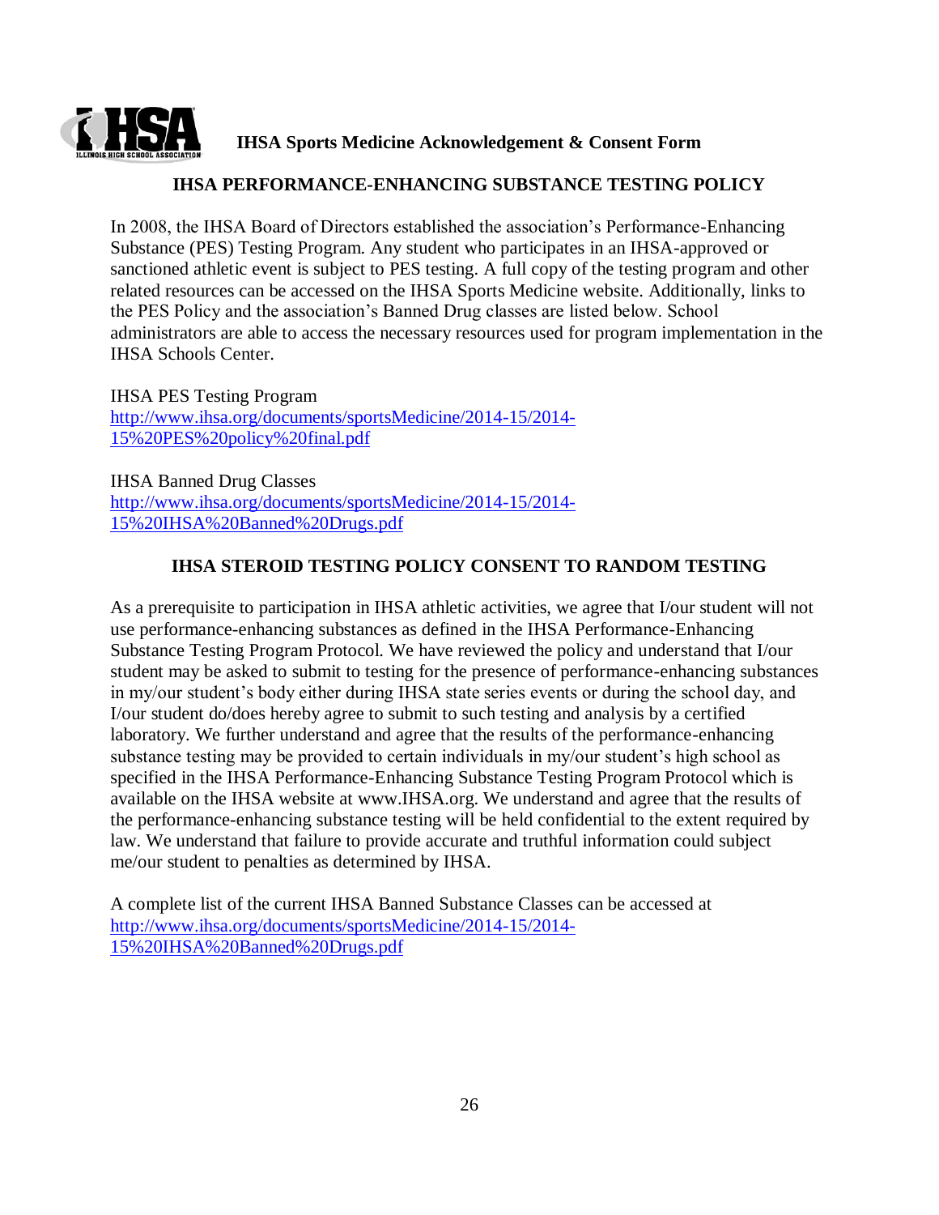**IHSA Sports Medicine Acknowledgement & Consent Form**

## IHSA PERFORMANCE-ENHANCING SUBSTANCE TESTING POLICY

In 2008, the IHSA Board of Directors established the association's Performance-Enhancing Substance (PES) Testing Program. Any student who participates in an IHSA-approved or sanctioned athletic event is subject to PES testing. A full copy of the testing program and other related resources can be accessed on the IHSA Sports Medicine website. Additionally, links to the PES Policy and the association's Banned Drug classes are listed below. School administrators are able to access the necessary resources used for program implementation in the IHSA Schools Center.

IHSA PES Testing Program
http://www.ihsa.org/documents/sportsMedicine/2014-15/2014-15%20PES%20policy%20final.pdf

IHSA Banned Drug Classes
http://www.ihsa.org/documents/sportsMedicine/2014-15/2014-15%20IHSA%20Banned%20Drugs.pdf

## IHSA STEROID TESTING POLICY CONSENT TO RANDOM TESTING

As a prerequisite to participation in IHSA athletic activities, we agree that I/our student will not use performance-enhancing substances as defined in the IHSA Performance-Enhancing Substance Testing Program Protocol. We have reviewed the policy and understand that I/our student may be asked to submit to testing for the presence of performance-enhancing substances in my/our student's body either during IHSA state series events or during the school day, and I/our student do/does hereby agree to submit to such testing and analysis by a certified laboratory. We further understand and agree that the results of the performance-enhancing substance testing may be provided to certain individuals in my/our student's high school as specified in the IHSA Performance-Enhancing Substance Testing Program Protocol which is available on the IHSA website at www.IHSA.org. We understand and agree that the results of the performance-enhancing substance testing will be held confidential to the extent required by law. We understand that failure to provide accurate and truthful information could subject me/our student to penalties as determined by IHSA.

A complete list of the current IHSA Banned Substance Classes can be accessed at http://www.ihsa.org/documents/sportsMedicine/2014-15/2014-15%20IHSA%20Banned%20Drugs.pdf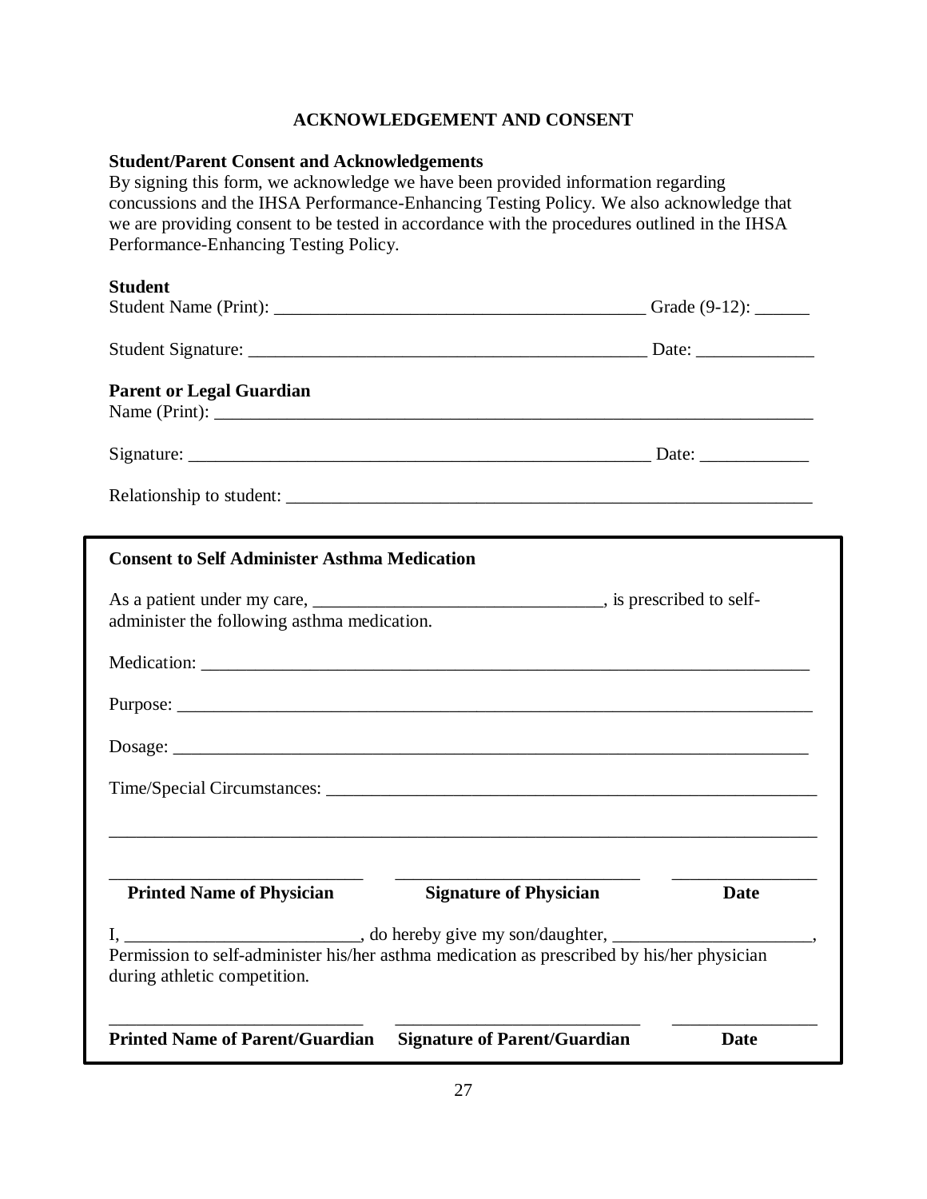# ACKNOWLEDGEMENT AND CONSENT

**Student/Parent Consent and Acknowledgements**

By signing this form, we acknowledge we have been provided information regarding concussions and the IHSA Performance-Enhancing Testing Policy. We also acknowledge that we are providing consent to be tested in accordance with the procedures outlined in the IHSA Performance-Enhancing Testing Policy.

**Student**

Student Name (Print): ___________________________________________ Grade (9-12): ______

Student Signature: _____________________________________________ Date: _____________

**Parent or Legal Guardian**

Name (Print): ______________________________________________________________________

Signature: ____________________________________________________ Date: ____________

Relationship to student: ___________________________________________________________

---

**Consent to Self Administer Asthma Medication**

As a patient under my care, ________________________________, is prescribed to self-administer the following asthma medication.

Medication: ________________________________________________________________________

Purpose: __________________________________________________________________________

Dosage: ___________________________________________________________________________

Time/Special Circumstances: ________________________________________________________

_______________________________________________________________________________

| _____________________________ | _____________________________ | ________________ |
|---|---|---|
| **Printed Name of Physician** | **Signature of Physician** | **Date** |

I, __________________________, do hereby give my son/daughter, ______________________, Permission to self-administer his/her asthma medication as prescribed by his/her physician during athletic competition.

| _____________________________ | _____________________________ | ________________ |
|---|---|---|
| **Printed Name of Parent/Guardian** | **Signature of Parent/Guardian** | **Date** |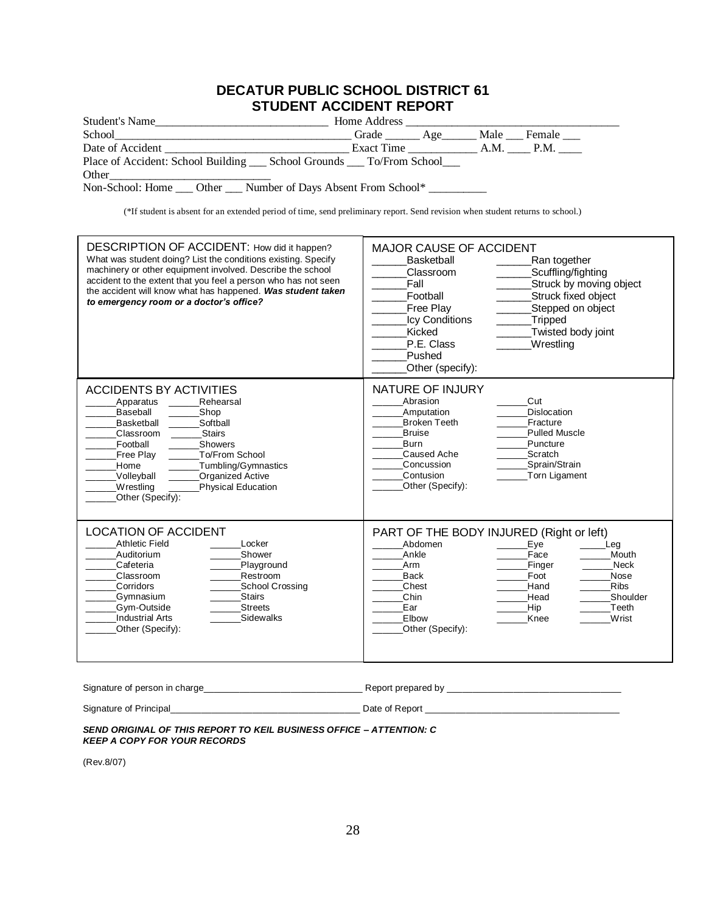# DECATUR PUBLIC SCHOOL DISTRICT 61
## STUDENT ACCIDENT REPORT

Student's Name______________________________ Home Address ____________________________________

School_________________________________________ Grade ______ Age______ Male ___ Female ___

Date of Accident ________________________________ Exact Time ____________ A.M. ____ P.M. ____

Place of Accident: School Building ___ School Grounds ___ To/From School___

Other____________________________

Non-School: Home ___ Other ___ Number of Days Absent From School* __________

(*If student is absent for an extended period of time, send preliminary report. Send revision when student returns to school.)

| DESCRIPTION OF ACCIDENT: How did it happen? What was student doing? List the conditions existing. Specify machinery or other equipment involved. Describe the school accident to the extent that you feel a person who has not seen the accident will know what has happened. ***Was student taken to emergency room or a doctor's office?*** | MAJOR CAUSE OF ACCIDENT<br>______Basketball ______Ran together<br>______Classroom ______Scuffling/fighting<br>______Fall ______Struck by moving object<br>______Football ______Struck fixed object<br>______Free Play ______Stepped on object<br>______Icy Conditions ______Tripped<br>______Kicked ______Twisted body joint<br>______P.E. Class ______Wrestling<br>______Pushed<br>______Other (specify): |
|---|---|
| ACCIDENTS BY ACTIVITIES<br>______Apparatus ______Rehearsal<br>______Baseball ______Shop<br>______Basketball ______Softball<br>______Classroom ______Stairs<br>______Football ______Showers<br>______Free Play ______To/From School<br>______Home ______Tumbling/Gymnastics<br>______Volleyball ______Organized Active<br>______Wrestling ______Physical Education<br>______Other (Specify): | NATURE OF INJURY<br>______Abrasion ______Cut<br>______Amputation ______Dislocation<br>______Broken Teeth ______Fracture<br>______Bruise ______Pulled Muscle<br>______Burn ______Puncture<br>______Caused Ache ______Scratch<br>______Concussion ______Sprain/Strain<br>______Contusion ______Torn Ligament<br>______Other (Specify): |
| LOCATION OF ACCIDENT<br>______Athletic Field ______Locker<br>______Auditorium ______Shower<br>______Cafeteria ______Playground<br>______Classroom ______Restroom<br>______Corridors ______School Crossing<br>______Gymnasium ______Stairs<br>______Gym-Outside ______Streets<br>______Industrial Arts ______Sidewalks<br>______Other (Specify): | PART OF THE BODY INJURED (Right or left)<br>______Abdomen ______Eye ______Leg<br>______Ankle ______Face ______Mouth<br>______Arm ______Finger ______Neck<br>______Back ______Foot ______Nose<br>______Chest ______Hand ______Ribs<br>______Chin ______Head ______Shoulder<br>______Ear ______Hip ______Teeth<br>______Elbow ______Knee ______Wrist<br>______Other (Specify): |

Signature of person in charge_______________________________ Report prepared by __________________________________

Signature of Principal_____________________________________ Date of Report _____________________________________

***SEND ORIGINAL OF THIS REPORT TO KEIL BUSINESS OFFICE – ATTENTION: C***
***KEEP A COPY FOR YOUR RECORDS***

(Rev.8/07)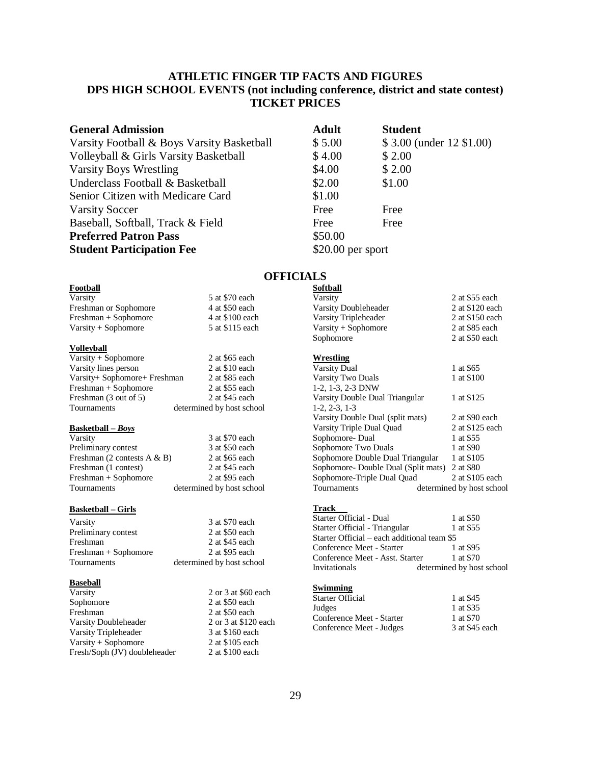# ATHLETIC FINGER TIP FACTS AND FIGURES
## DPS HIGH SCHOOL EVENTS (not including conference, district and state contest)
## TICKET PRICES

| **General Admission** | **Adult** | **Student** |
|---|---|---|
| Varsity Football & Boys Varsity Basketball | $ 5.00 | $ 3.00 (under 12 $1.00) |
| Volleyball & Girls Varsity Basketball | $ 4.00 | $ 2.00 |
| Varsity Boys Wrestling | $4.00 | $ 2.00 |
| Underclass Football & Basketball | $2.00 | $1.00 |
| Senior Citizen with Medicare Card | $1.00 | |
| Varsity Soccer | Free | Free |
| Baseball, Softball, Track & Field | Free | Free |
| **Preferred Patron Pass** | $50.00 | |
| **Student Participation Fee** | $20.00 per sport | |

## OFFICIALS

**Football**

| | |
|---|---|
| Varsity | 5 at $70 each |
| Freshman or Sophomore | 4 at $50 each |
| Freshman + Sophomore | 4 at $100 each |
| Varsity + Sophomore | 5 at $115 each |

**Volleyball**

| | |
|---|---|
| Varsity + Sophomore | 2 at $65 each |
| Varsity lines person | 2 at $10 each |
| Varsity+ Sophomore+ Freshman | 2 at $85 each |
| Freshman + Sophomore | 2 at $55 each |
| Freshman (3 out of 5) | 2 at $45 each |
| Tournaments | determined by host school |

***Basketball – Boys***

| | |
|---|---|
| Varsity | 3 at $70 each |
| Preliminary contest | 3 at $50 each |
| Freshman (2 contests A & B) | 2 at $65 each |
| Freshman (1 contest) | 2 at $45 each |
| Freshman + Sophomore | 2 at $95 each |
| Tournaments | determined by host school |

**Basketball – Girls**

| | |
|---|---|
| Varsity | 3 at $70 each |
| Preliminary contest | 2 at $50 each |
| Freshman | 2 at $45 each |
| Freshman + Sophomore | 2 at $95 each |
| Tournaments | determined by host school |

**Baseball**

| | |
|---|---|
| Varsity | 2 or 3 at $60 each |
| Sophomore | 2 at $50 each |
| Freshman | 2 at $50 each |
| Varsity Doubleheader | 2 or 3 at $120 each |
| Varsity Tripleheader | 3 at $160 each |
| Varsity + Sophomore | 2 at $105 each |
| Fresh/Soph (JV) doubleheader | 2 at $100 each |

**Softball**

| | |
|---|---|
| Varsity | 2 at $55 each |
| Varsity Doubleheader | 2 at $120 each |
| Varsity Tripleheader | 2 at $150 each |
| Varsity + Sophomore | 2 at $85 each |
| Sophomore | 2 at $50 each |

**Wrestling**

| | |
|---|---|
| Varsity Dual | 1 at $65 |
| Varsity Two Duals<br>1-2, 1-3, 2-3 DNW | 1 at $100 |
| Varsity Double Dual Triangular<br>1-2, 2-3, 1-3 | 1 at $125 |
| Varsity Double Dual (split mats) | 2 at $90 each |
| Varsity Triple Dual Quad | 2 at $125 each |
| Sophomore- Dual | 1 at $55 |
| Sophomore Two Duals | 1 at $90 |
| Sophomore Double Dual Triangular | 1 at $105 |
| Sophomore- Double Dual (Split mats) | 2 at $80 |
| Sophomore-Triple Dual Quad | 2 at $105 each |
| Tournaments | determined by host school |

**Track**

| | |
|---|---|
| Starter Official - Dual | 1 at $50 |
| Starter Official - Triangular | 1 at $55 |
| Starter Official – each additional team $5 | |
| Conference Meet - Starter | 1 at $95 |
| Conference Meet - Asst. Starter | 1 at $70 |
| Invitationals | determined by host school |

**Swimming**

| | |
|---|---|
| Starter Official | 1 at $45 |
| Judges | 1 at $35 |
| Conference Meet - Starter | 1 at $70 |
| Conference Meet - Judges | 3 at $45 each |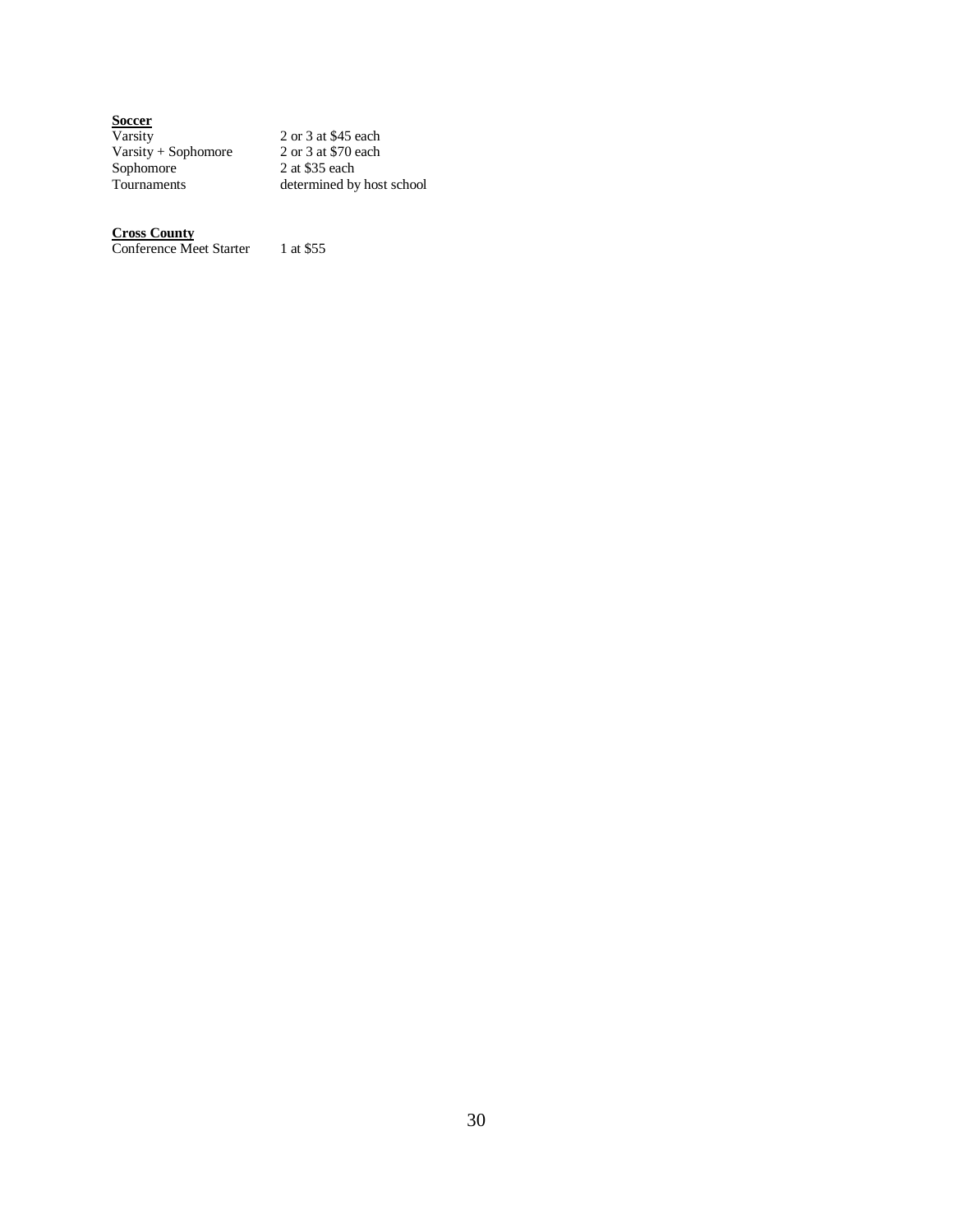**Soccer**

| | |
|---|---|
| Varsity | 2 or 3 at $45 each |
| Varsity + Sophomore | 2 or 3 at $70 each |
| Sophomore | 2 at $35 each |
| Tournaments | determined by host school |

**Cross County**

| | |
|---|---|
| Conference Meet Starter | 1 at $55 |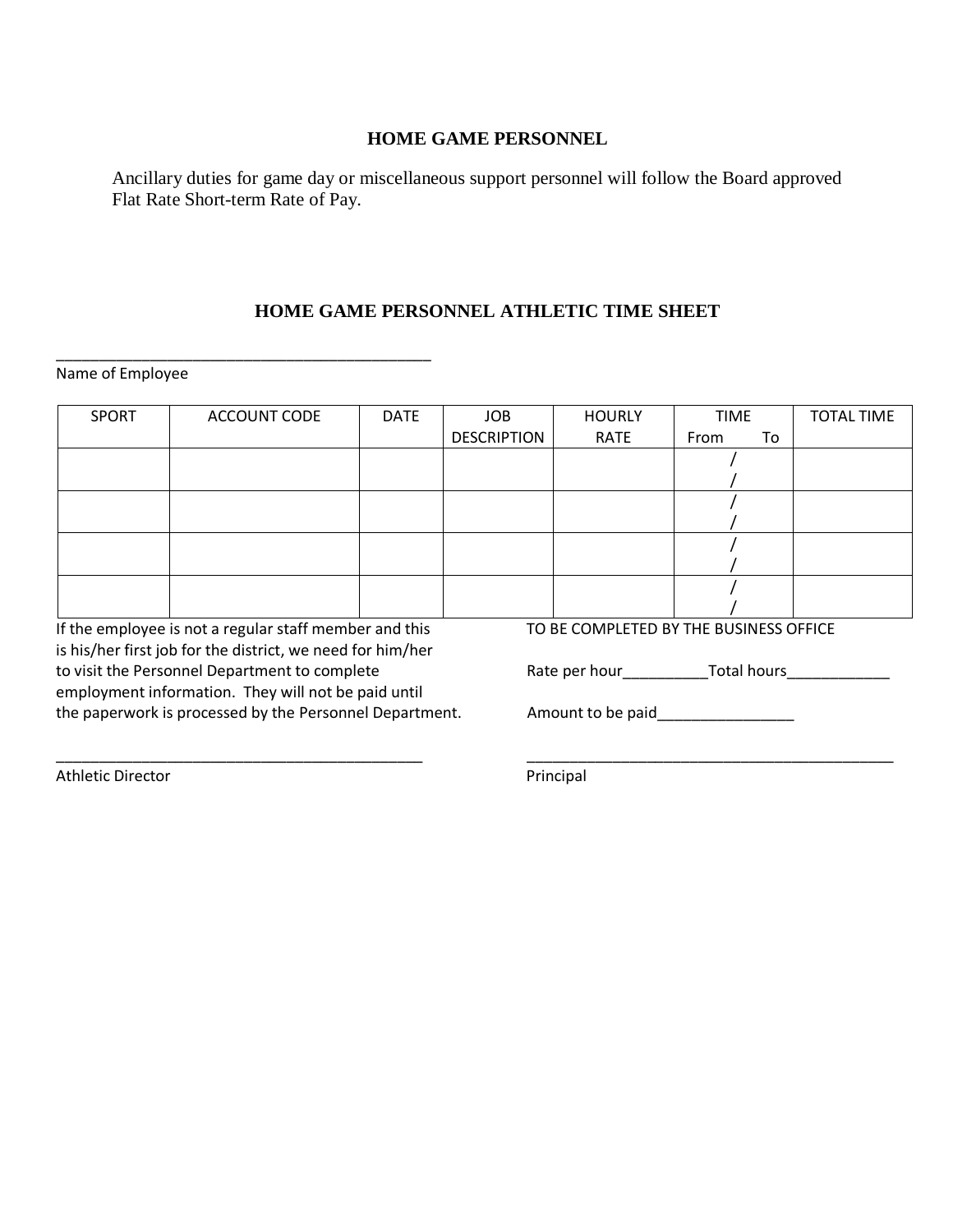## HOME GAME PERSONNEL

Ancillary duties for game day or miscellaneous support personnel will follow the Board approved Flat Rate Short-term Rate of Pay.

## HOME GAME PERSONNEL ATHLETIC TIME SHEET

_____________________________________________
Name of Employee

| SPORT | ACCOUNT CODE | DATE | JOB DESCRIPTION | HOURLY RATE | TIME From To | TOTAL TIME |
|---|---|---|---|---|---|---|
| | | | | | / / | |
| | | | | | / / | |
| | | | | | / / | |
| | | | | | / / | |

If the employee is not a regular staff member and this is his/her first job for the district, we need for him/her to visit the Personnel Department to complete employment information. They will not be paid until the paperwork is processed by the Personnel Department.

TO BE COMPLETED BY THE BUSINESS OFFICE

Rate per hour__________Total hours____________

Amount to be paid________________

_____________________________________________
Athletic Director

_____________________________________________
Principal